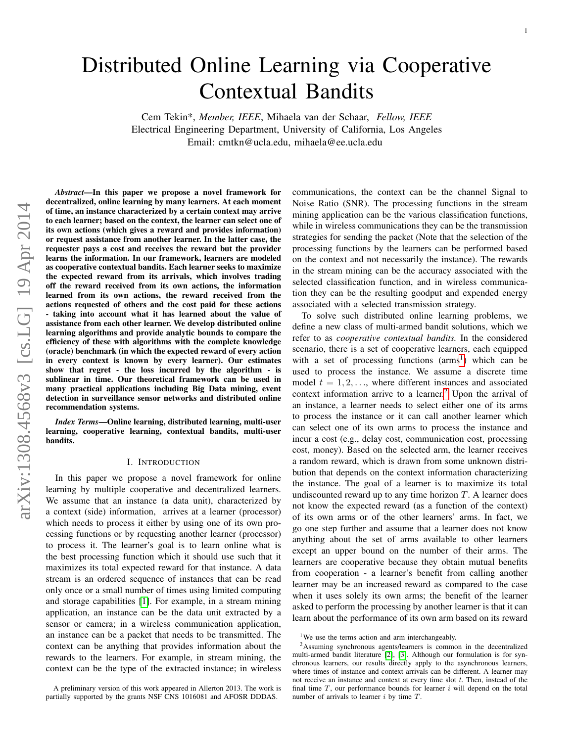# Distributed Online Learning via Cooperative Contextual Bandits

Cem Tekin*, *Member, IEEE*, Mihaela van der Schaar, *Fellow, IEEE*
Electrical Engineering Department, University of California, Los Angeles
Email: cmtkn@ucla.edu, mihaela@ee.ucla.edu

***Abstract*—In this paper we propose a novel framework for decentralized, online learning by many learners. At each moment of time, an instance characterized by a certain context may arrive to each learner; based on the context, the learner can select one of its own actions (which gives a reward and provides information) or request assistance from another learner. In the latter case, the requester pays a cost and receives the reward but the provider learns the information. In our framework, learners are modeled as cooperative contextual bandits. Each learner seeks to maximize the expected reward from its arrivals, which involves trading off the reward received from its own actions, the information learned from its own actions, the reward received from the actions requested of others and the cost paid for these actions - taking into account what it has learned about the value of assistance from each other learner. We develop distributed online learning algorithms and provide analytic bounds to compare the efficiency of these with algorithms with the complete knowledge (oracle) benchmark (in which the expected reward of every action in every context is known by every learner). Our estimates show that regret - the loss incurred by the algorithm - is sublinear in time. Our theoretical framework can be used in many practical applications including Big Data mining, event detection in surveillance sensor networks and distributed online recommendation systems.**

***Index Terms*—Online learning, distributed learning, multi-user learning, cooperative learning, contextual bandits, multi-user bandits.**

## I. Introduction

In this paper we propose a novel framework for online learning by multiple cooperative and decentralized learners. We assume that an instance (a data unit), characterized by a context (side) information, arrives at a learner (processor) which needs to process it either by using one of its own processing functions or by requesting another learner (processor) to process it. The learner's goal is to learn online what is the best processing function which it should use such that it maximizes its total expected reward for that instance. A data stream is an ordered sequence of instances that can be read only once or a small number of times using limited computing and storage capabilities [1]. For example, in a stream mining application, an instance can be the data unit extracted by a sensor or camera; in a wireless communication application, an instance can be a packet that needs to be transmitted. The context can be anything that provides information about the rewards to the learners. For example, in stream mining, the context can be the type of the extracted instance; in wireless communications, the context can be the channel Signal to Noise Ratio (SNR). The processing functions in the stream mining application can be the various classification functions, while in wireless communications they can be the transmission strategies for sending the packet (Note that the selection of the processing functions by the learners can be performed based on the context and not necessarily the instance). The rewards in the stream mining can be the accuracy associated with the selected classification function, and in wireless communication they can be the resulting goodput and expended energy associated with a selected transmission strategy.

To solve such distributed online learning problems, we define a new class of multi-armed bandit solutions, which we refer to as *cooperative contextual bandits.* In the considered scenario, there is a set of cooperative learners, each equipped with a set of processing functions (arms[1]) which can be used to process the instance. We assume a discrete time model $t = 1, 2, \ldots$, where different instances and associated context information arrive to a learner.[2] Upon the arrival of an instance, a learner needs to select either one of its arms to process the instance or it can call another learner which can select one of its own arms to process the instance and incur a cost (e.g., delay cost, communication cost, processing cost, money). Based on the selected arm, the learner receives a random reward, which is drawn from some unknown distribution that depends on the context information characterizing the instance. The goal of a learner is to maximize its total undiscounted reward up to any time horizon $T$. A learner does not know the expected reward (as a function of the context) of its own arms or of the other learners' arms. In fact, we go one step further and assume that a learner does not know anything about the set of arms available to other learners except an upper bound on the number of their arms. The learners are cooperative because they obtain mutual benefits from cooperation - a learner's benefit from calling another learner may be an increased reward as compared to the case when it uses solely its own arms; the benefit of the learner asked to perform the processing by another learner is that it can learn about the performance of its own arm based on its reward

A preliminary version of this work appeared in Allerton 2013. The work is partially supported by the grants NSF CNS 1016081 and AFOSR DDDAS.

[1] We use the terms action and arm interchangeably.

[2] Assuming synchronous agents/learners is common in the decentralized multi-armed bandit literature [2], [3]. Although our formulation is for synchronous learners, our results directly apply to the asynchronous learners, where times of instance and context arrivals can be different. A learner may not receive an instance and context at every time slot $t$. Then, instead of the final time $T$, our performance bounds for learner $i$ will depend on the total number of arrivals to learner $i$ by time $T$.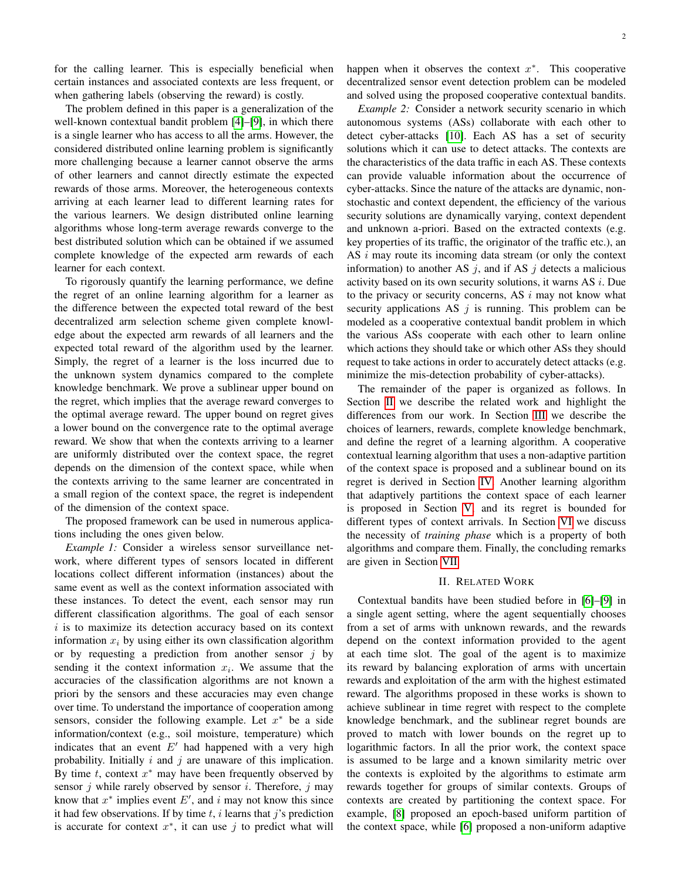for the calling learner. This is especially beneficial when certain instances and associated contexts are less frequent, or when gathering labels (observing the reward) is costly.

The problem defined in this paper is a generalization of the well-known contextual bandit problem [4]–[9], in which there is a single learner who has access to all the arms. However, the considered distributed online learning problem is significantly more challenging because a learner cannot observe the arms of other learners and cannot directly estimate the expected rewards of those arms. Moreover, the heterogeneous contexts arriving at each learner lead to different learning rates for the various learners. We design distributed online learning algorithms whose long-term average rewards converge to the best distributed solution which can be obtained if we assumed complete knowledge of the expected arm rewards of each learner for each context.

To rigorously quantify the learning performance, we define the regret of an online learning algorithm for a learner as the difference between the expected total reward of the best decentralized arm selection scheme given complete knowledge about the expected arm rewards of all learners and the expected total reward of the algorithm used by the learner. Simply, the regret of a learner is the loss incurred due to the unknown system dynamics compared to the complete knowledge benchmark. We prove a sublinear upper bound on the regret, which implies that the average reward converges to the optimal average reward. The upper bound on regret gives a lower bound on the convergence rate to the optimal average reward. We show that when the contexts arriving to a learner are uniformly distributed over the context space, the regret depends on the dimension of the context space, while when the contexts arriving to the same learner are concentrated in a small region of the context space, the regret is independent of the dimension of the context space.

The proposed framework can be used in numerous applications including the ones given below.

*Example 1:* Consider a wireless sensor surveillance network, where different types of sensors located in different locations collect different information (instances) about the same event as well as the context information associated with these instances. To detect the event, each sensor may run different classification algorithms. The goal of each sensor $i$ is to maximize its detection accuracy based on its context information $x_i$ by using either its own classification algorithm or by requesting a prediction from another sensor $j$ by sending it the context information $x_i$. We assume that the accuracies of the classification algorithms are not known a priori by the sensors and these accuracies may even change over time. To understand the importance of cooperation among sensors, consider the following example. Let $x^*$ be a side information/context (e.g., soil moisture, temperature) which indicates that an event $E'$ had happened with a very high probability. Initially $i$ and $j$ are unaware of this implication. By time $t$, context $x^*$ may have been frequently observed by sensor $j$ while rarely observed by sensor $i$. Therefore, $j$ may know that $x^*$ implies event $E'$, and $i$ may not know this since it had few observations. If by time $t$, $i$ learns that $j$'s prediction is accurate for context $x^*$, it can use $j$ to predict what will happen when it observes the context $x^*$. This cooperative decentralized sensor event detection problem can be modeled and solved using the proposed cooperative contextual bandits.

*Example 2:* Consider a network security scenario in which autonomous systems (ASs) collaborate with each other to detect cyber-attacks [10]. Each AS has a set of security solutions which it can use to detect attacks. The contexts are the characteristics of the data traffic in each AS. These contexts can provide valuable information about the occurrence of cyber-attacks. Since the nature of the attacks are dynamic, non-stochastic and context dependent, the efficiency of the various security solutions are dynamically varying, context dependent and unknown a-priori. Based on the extracted contexts (e.g. key properties of its traffic, the originator of the traffic etc.), an AS $i$ may route its incoming data stream (or only the context information) to another AS $j$, and if AS $j$ detects a malicious activity based on its own security solutions, it warns AS $i$. Due to the privacy or security concerns, AS $i$ may not know what security applications AS $j$ is running. This problem can be modeled as a cooperative contextual bandit problem in which the various ASs cooperate with each other to learn online which actions they should take or which other ASs they should request to take actions in order to accurately detect attacks (e.g. minimize the mis-detection probability of cyber-attacks).

The remainder of the paper is organized as follows. In Section II we describe the related work and highlight the differences from our work. In Section III we describe the choices of learners, rewards, complete knowledge benchmark, and define the regret of a learning algorithm. A cooperative contextual learning algorithm that uses a non-adaptive partition of the context space is proposed and a sublinear bound on its regret is derived in Section IV. Another learning algorithm that adaptively partitions the context space of each learner is proposed in Section V and its regret is bounded for different types of context arrivals. In Section VI we discuss the necessity of *training phase* which is a property of both algorithms and compare them. Finally, the concluding remarks are given in Section VII.

## II. Related Work

Contextual bandits have been studied before in [6]–[9] in a single agent setting, where the agent sequentially chooses from a set of arms with unknown rewards, and the rewards depend on the context information provided to the agent at each time slot. The goal of the agent is to maximize its reward by balancing exploration of arms with uncertain rewards and exploitation of the arm with the highest estimated reward. The algorithms proposed in these works is shown to achieve sublinear in time regret with respect to the complete knowledge benchmark, and the sublinear regret bounds are proved to match with lower bounds on the regret up to logarithmic factors. In all the prior work, the context space is assumed to be large and a known similarity metric over the contexts is exploited by the algorithms to estimate arm rewards together for groups of similar contexts. Groups of contexts are created by partitioning the context space. For example, [8] proposed an epoch-based uniform partition of the context space, while [6] proposed a non-uniform adaptive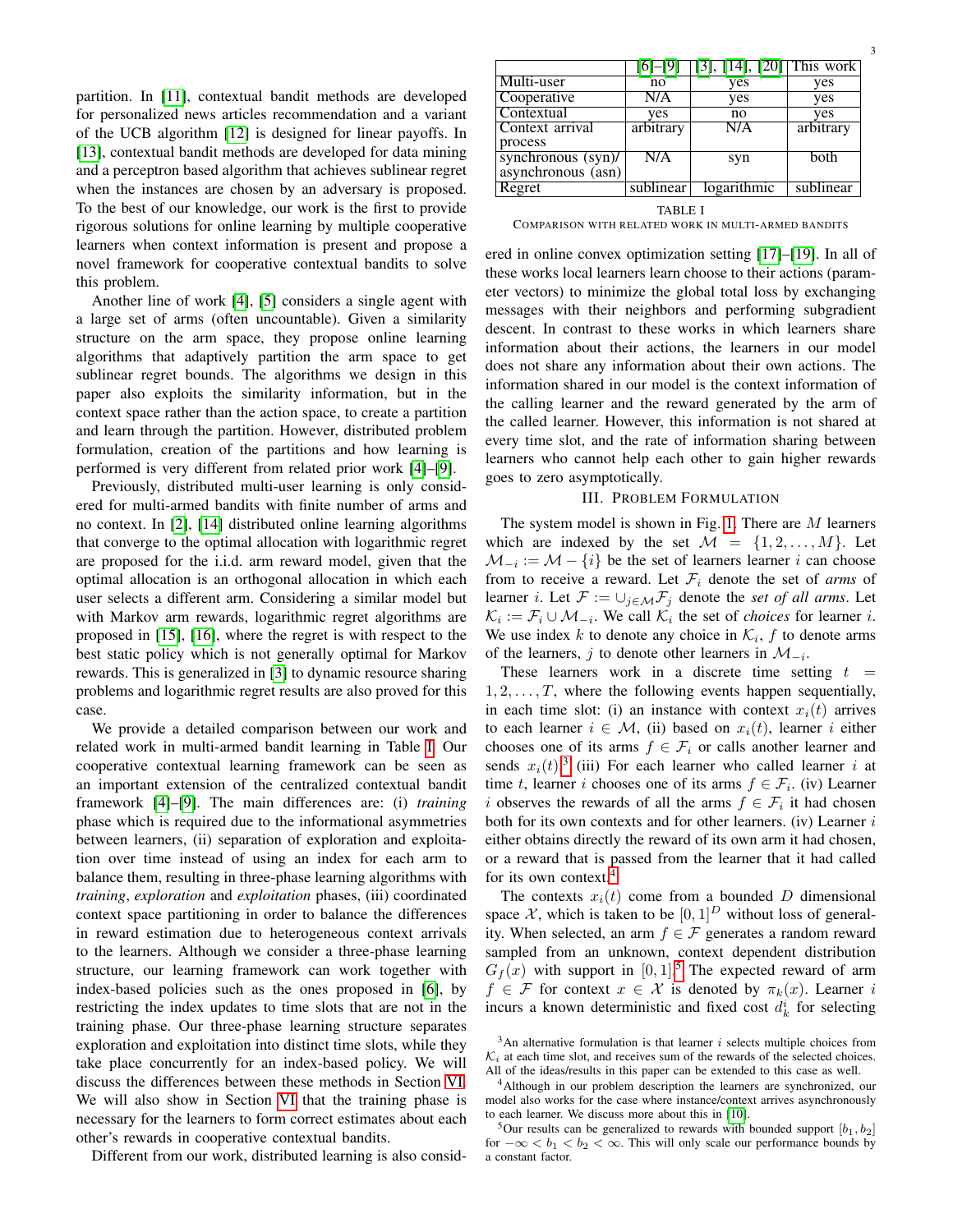partition. In [11], contextual bandit methods are developed for personalized news articles recommendation and a variant of the UCB algorithm [12] is designed for linear payoffs. In [13], contextual bandit methods are developed for data mining and a perceptron based algorithm that achieves sublinear regret when the instances are chosen by an adversary is proposed. To the best of our knowledge, our work is the first to provide rigorous solutions for online learning by multiple cooperative learners when context information is present and propose a novel framework for cooperative contextual bandits to solve this problem.

Another line of work [4], [5] considers a single agent with a large set of arms (often uncountable). Given a similarity structure on the arm space, they propose online learning algorithms that adaptively partition the arm space to get sublinear regret bounds. The algorithms we design in this paper also exploits the similarity information, but in the context space rather than the action space, to create a partition and learn through the partition. However, distributed problem formulation, creation of the partitions and how learning is performed is very different from related prior work [4]–[9].

Previously, distributed multi-user learning is only considered for multi-armed bandits with finite number of arms and no context. In [2], [14] distributed online learning algorithms that converge to the optimal allocation with logarithmic regret are proposed for the i.i.d. arm reward model, given that the optimal allocation is an orthogonal allocation in which each user selects a different arm. Considering a similar model but with Markov arm rewards, logarithmic regret algorithms are proposed in [15], [16], where the regret is with respect to the best static policy which is not generally optimal for Markov rewards. This is generalized in [3] to dynamic resource sharing problems and logarithmic regret results are also proved for this case.

We provide a detailed comparison between our work and related work in multi-armed bandit learning in Table I. Our cooperative contextual learning framework can be seen as an important extension of the centralized contextual bandit framework [4]–[9]. The main differences are: (i) *training* phase which is required due to the informational asymmetries between learners, (ii) separation of exploration and exploitation over time instead of using an index for each arm to balance them, resulting in three-phase learning algorithms with *training*, *exploration* and *exploitation* phases, (iii) coordinated context space partitioning in order to balance the differences in reward estimation due to heterogeneous context arrivals to the learners. Although we consider a three-phase learning structure, our learning framework can work together with index-based policies such as the ones proposed in [6], by restricting the index updates to time slots that are not in the training phase. Our three-phase learning structure separates exploration and exploitation into distinct time slots, while they take place concurrently for an index-based policy. We will discuss the differences between these methods in Section VI. We will also show in Section VI that the training phase is necessary for the learners to form correct estimates about each other's rewards in cooperative contextual bandits.

Different from our work, distributed learning is also considered in online convex optimization setting [17]–[19]. In all of these works local learners learn choose to their actions (parameter vectors) to minimize the global total loss by exchanging messages with their neighbors and performing subgradient descent. In contrast to these works in which learners share information about their actions, the learners in our model does not share any information about their own actions. The information shared in our model is the context information of the calling learner and the reward generated by the arm of the called learner. However, this information is not shared at every time slot, and the rate of information sharing between learners who cannot help each other to gain higher rewards goes to zero asymptotically.

| | [6]–[9] | [3], [14], [20] | This work |
|---|---|---|---|
| Multi-user | no | yes | yes |
| Cooperative | N/A | yes | yes |
| Contextual | yes | no | yes |
| Context arrival process | arbitrary | N/A | arbitrary |
| synchronous (syn)/ asynchronous (asn) | N/A | syn | both |
| Regret | sublinear | logarithmic | sublinear |

TABLE I
COMPARISON WITH RELATED WORK IN MULTI-ARMED BANDITS

## III. Problem Formulation

The system model is shown in Fig. 1. There are $M$ learners which are indexed by the set $\mathcal{M} = \{1, 2, \ldots, M\}$. Let $\mathcal{M}_{-i} := \mathcal{M} - \{i\}$ be the set of learners learner $i$ can choose from to receive a reward. Let $\mathcal{F}_i$ denote the set of *arms* of learner $i$. Let $\mathcal{F} := \cup_{j \in \mathcal{M}} \mathcal{F}_j$ denote the *set of all arms*. Let $\mathcal{K}_i := \mathcal{F}_i \cup \mathcal{M}_{-i}$. We call $\mathcal{K}_i$ the set of *choices* for learner $i$. We use index $k$ to denote any choice in $\mathcal{K}_i$, $f$ to denote arms of the learners, $j$ to denote other learners in $\mathcal{M}_{-i}$.

These learners work in a discrete time setting $t = 1, 2, \ldots, T$, where the following events happen sequentially, in each time slot: (i) an instance with context $x_i(t)$ arrives to each learner $i \in \mathcal{M}$, (ii) based on $x_i(t)$, learner $i$ either chooses one of its arms $f \in \mathcal{F}_i$ or calls another learner and sends $x_i(t)$.[3] (iii) For each learner who called learner $i$ at time $t$, learner $i$ chooses one of its arms $f \in \mathcal{F}_i$. (iv) Learner $i$ observes the rewards of all the arms $f \in \mathcal{F}_i$ it had chosen both for its own contexts and for other learners. (iv) Learner $i$ either obtains directly the reward of its own arm it had chosen, or a reward that is passed from the learner that it had called for its own context.[4]

The contexts $x_i(t)$ come from a bounded $D$ dimensional space $\mathcal{X}$, which is taken to be $[0, 1]^D$ without loss of generality. When selected, an arm $f \in \mathcal{F}$ generates a random reward sampled from an unknown, context dependent distribution $G_f(x)$ with support in $[0, 1]$.[5] The expected reward of arm $f \in \mathcal{F}$ for context $x \in \mathcal{X}$ is denoted by $\pi_k(x)$. Learner $i$ incurs a known deterministic and fixed cost $d_k^i$ for selecting

[3] An alternative formulation is that learner $i$ selects multiple choices from $\mathcal{K}_i$ at each time slot, and receives sum of the rewards of the selected choices. All of the ideas/results in this paper can be extended to this case as well.

[4] Although in our problem description the learners are synchronized, our model also works for the case where instance/context arrives asynchronously to each learner. We discuss more about this in [10].

[5] Our results can be generalized to rewards with bounded support $[b_1, b_2]$ for $-\infty < b_1 < b_2 < \infty$. This will only scale our performance bounds by a constant factor.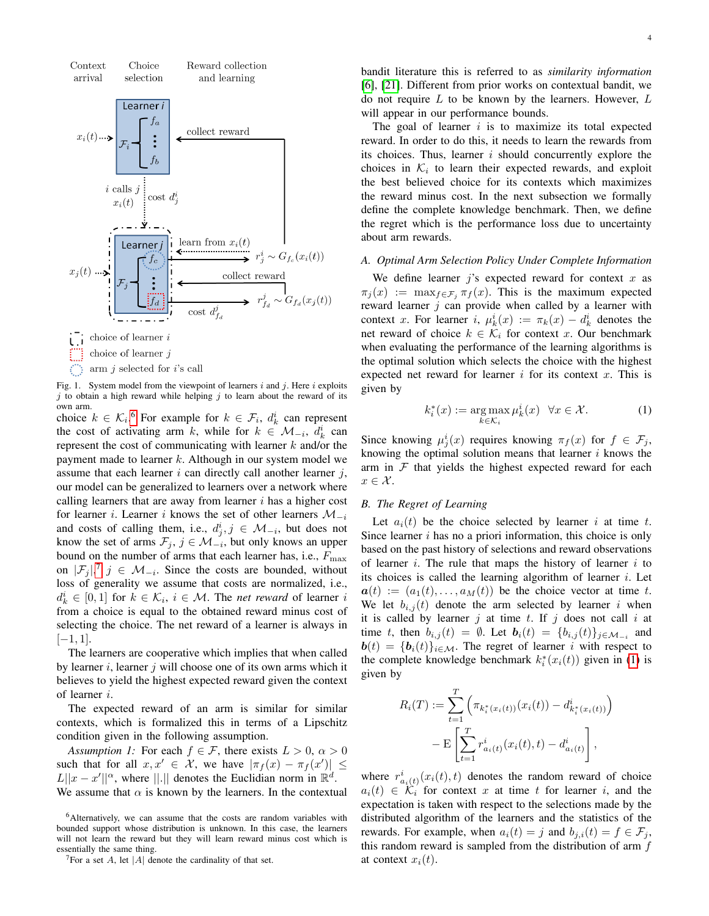Fig. 1. System model from the viewpoint of learners $i$ and $j$. Here $i$ exploits $j$ to obtain a high reward while helping $j$ to learn about the reward of its own arm.

choice $k \in \mathcal{K}_i$.[6] For example for $k \in \mathcal{F}_i$, $d_k^i$ can represent the cost of activating arm $k$, while for $k \in \mathcal{M}_{-i}$, $d_k^i$ can represent the cost of communicating with learner $k$ and/or the payment made to learner $k$. Although in our system model we assume that each learner $i$ can directly call another learner $j$, our model can be generalized to learners over a network where calling learners that are away from learner $i$ has a higher cost for learner $i$. Learner $i$ knows the set of other learners $\mathcal{M}_{-i}$ and costs of calling them, i.e., $d_j^i, j \in \mathcal{M}_{-i}$, but does not know the set of arms $\mathcal{F}_j$, $j \in \mathcal{M}_{-i}$, but only knows an upper bound on the number of arms that each learner has, i.e., $F_{\max}$ on $|\mathcal{F}_j|$,[7] $j \in \mathcal{M}_{-i}$. Since the costs are bounded, without loss of generality we assume that costs are normalized, i.e., $d_k^i \in [0,1]$ for $k \in \mathcal{K}_i$, $i \in \mathcal{M}$. The *net reward* of learner $i$ from a choice is equal to the obtained reward minus cost of selecting the choice. The net reward of a learner is always in $[-1,1]$.

The learners are cooperative which implies that when called by learner $i$, learner $j$ will choose one of its own arms which it believes to yield the highest expected reward given the context of learner $i$.

The expected reward of an arm is similar for similar contexts, which is formalized this in terms of a Lipschitz condition given in the following assumption.

*Assumption 1:* For each $f \in \mathcal{F}$, there exists $L > 0$, $\alpha > 0$ such that for all $x, x' \in \mathcal{X}$, we have $|\pi_f(x) - \pi_f(x')| \leq L||x - x'||^\alpha$, where $||.||$ denotes the Euclidean norm in $\mathbb{R}^d$. We assume that $\alpha$ is known by the learners. In the contextual bandit literature this is referred to as *similarity information* [6], [21]. Different from prior works on contextual bandit, we do not require $L$ to be known by the learners. However, $L$ will appear in our performance bounds.

The goal of learner $i$ is to maximize its total expected reward. In order to do this, it needs to learn the rewards from its choices. Thus, learner $i$ should concurrently explore the choices in $\mathcal{K}_i$ to learn their expected rewards, and exploit the best believed choice for its contexts which maximizes the reward minus cost. In the next subsection we formally define the complete knowledge benchmark. Then, we define the regret which is the performance loss due to uncertainty about arm rewards.

### A. Optimal Arm Selection Policy Under Complete Information

We define learner $j$'s expected reward for context $x$ as $\pi_j(x) := \max_{f \in \mathcal{F}_j} \pi_f(x)$. This is the maximum expected reward learner $j$ can provide when called by a learner with context $x$. For learner $i$, $\mu_k^i(x) := \pi_k(x) - d_k^i$ denotes the net reward of choice $k \in \mathcal{K}_i$ for context $x$. Our benchmark when evaluating the performance of the learning algorithms is the optimal solution which selects the choice with the highest expected net reward for learner $i$ for its context $x$. This is given by

$$k_i^*(x) := \arg\max_{k \in \mathcal{K}_i} \mu_k^i(x) \quad \forall x \in \mathcal{X}. \tag{1}$$

Since knowing $\mu_j^i(x)$ requires knowing $\pi_f(x)$ for $f \in \mathcal{F}_j$, knowing the optimal solution means that learner $i$ knows the arm in $\mathcal{F}$ that yields the highest expected reward for each $x \in \mathcal{X}$.

### B. The Regret of Learning

Let $a_i(t)$ be the choice selected by learner $i$ at time $t$. Since learner $i$ has no a priori information, this choice is only based on the past history of selections and reward observations of learner $i$. The rule that maps the history of learner $i$ to its choices is called the learning algorithm of learner $i$. Let $\boldsymbol{a}(t) := (a_1(t), \ldots, a_M(t))$ be the choice vector at time $t$. We let $b_{i,j}(t)$ denote the arm selected by learner $i$ when it is called by learner $j$ at time $t$. If $j$ does not call $i$ at time $t$, then $b_{i,j}(t) = \emptyset$. Let $\boldsymbol{b}_i(t) = \{b_{i,j}(t)\}_{j \in \mathcal{M}_{-i}}$ and $\boldsymbol{b}(t) = \{\boldsymbol{b}_i(t)\}_{i \in \mathcal{M}}$. The regret of learner $i$ with respect to the complete knowledge benchmark $k_i^*(x_i(t))$ given in (1) is given by

$$R_i(T) := \sum_{t=1}^{T} \left( \pi_{k_i^*(x_i(t))}(x_i(t)) - d^i_{k_i^*(x_i(t))} \right) - \mathrm{E}\left[ \sum_{t=1}^{T} r^i_{a_i(t)}(x_i(t), t) - d^i_{a_i(t)} \right],$$

where $r^i_{a_i(t)}(x_i(t), t)$ denotes the random reward of choice $a_i(t) \in \mathcal{K}_i$ for context $x$ at time $t$ for learner $i$, and the expectation is taken with respect to the selections made by the distributed algorithm of the learners and the statistics of the rewards. For example, when $a_i(t) = j$ and $b_{j,i}(t) = f \in \mathcal{F}_j$, this random reward is sampled from the distribution of arm $f$ at context $x_i(t)$.

[6] Alternatively, we can assume that the costs are random variables with bounded support whose distribution is unknown. In this case, the learners will not learn the reward but they will learn reward minus cost which is essentially the same thing.

[7] For a set $A$, let $|A|$ denote the cardinality of that set.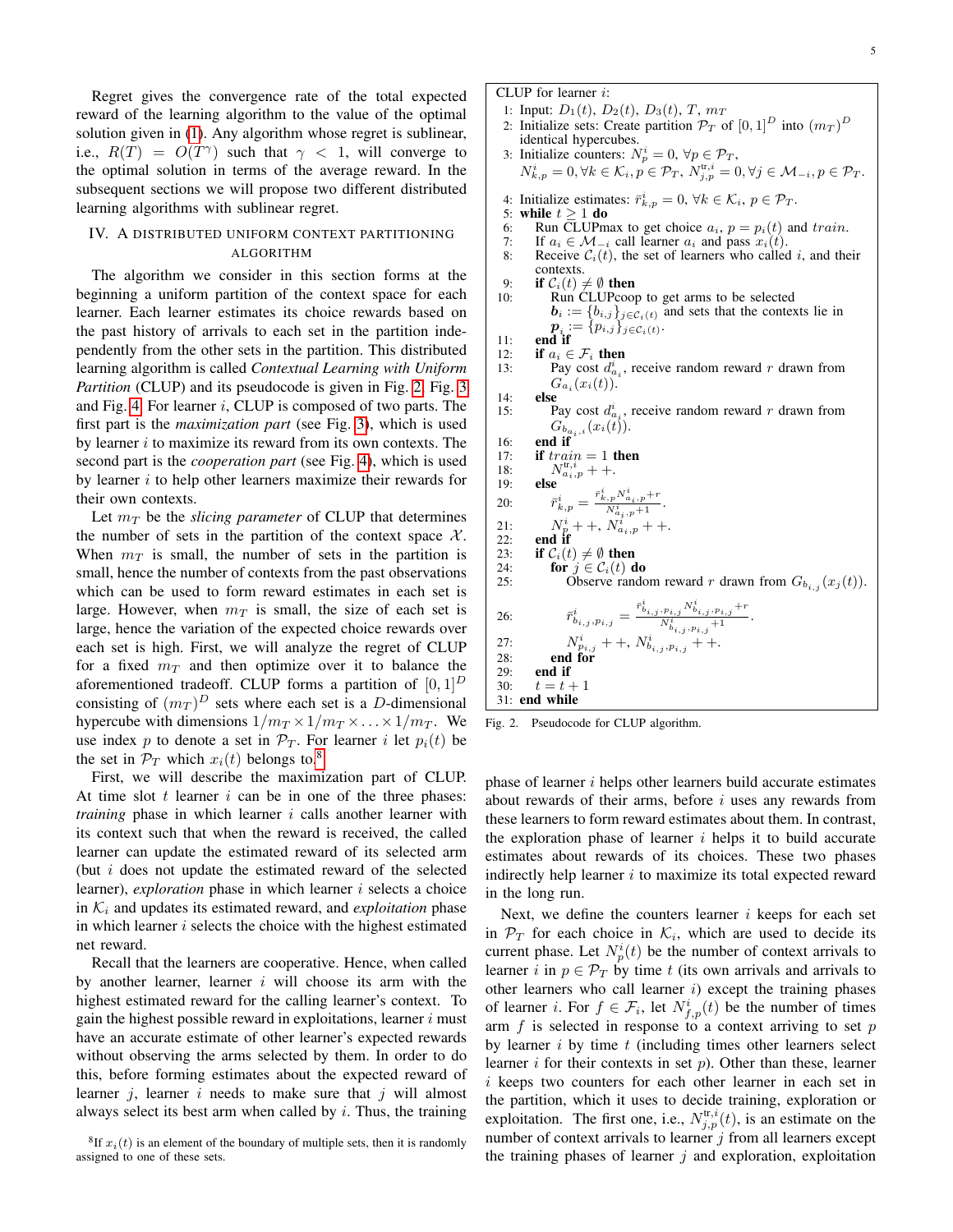Regret gives the convergence rate of the total expected reward of the learning algorithm to the value of the optimal solution given in (1). Any algorithm whose regret is sublinear, i.e., $R(T) = O(T^\gamma)$ such that $\gamma < 1$, will converge to the optimal solution in terms of the average reward. In the subsequent sections we will propose two different distributed learning algorithms with sublinear regret.

## IV. A Distributed Uniform Context Partitioning Algorithm

The algorithm we consider in this section forms at the beginning a uniform partition of the context space for each learner. Each learner estimates its choice rewards based on the past history of arrivals to each set in the partition independently from the other sets in the partition. This distributed learning algorithm is called *Contextual Learning with Uniform Partition* (CLUP) and its pseudocode is given in Fig. 2, Fig. 3 and Fig. 4. For learner $i$, CLUP is composed of two parts. The first part is the *maximization part* (see Fig. 3), which is used by learner $i$ to maximize its reward from its own contexts. The second part is the *cooperation part* (see Fig. 4), which is used by learner $i$ to help other learners maximize their rewards for their own contexts.

Let $m_T$ be the *slicing parameter* of CLUP that determines the number of sets in the partition of the context space $\mathcal{X}$. When $m_T$ is small, the number of sets in the partition is small, hence the number of contexts from the past observations which can be used to form reward estimates in each set is large. However, when $m_T$ is small, the size of each set is large, hence the variation of the expected choice rewards over each set is high. First, we will analyze the regret of CLUP for a fixed $m_T$ and then optimize over it to balance the aforementioned tradeoff. CLUP forms a partition of $[0,1]^D$ consisting of $(m_T)^D$ sets where each set is a $D$-dimensional hypercube with dimensions $1/m_T \times 1/m_T \times \ldots \times 1/m_T$. We use index $p$ to denote a set in $\mathcal{P}_T$. For learner $i$ let $p_i(t)$ be the set in $\mathcal{P}_T$ which $x_i(t)$ belongs to.[8]

First, we will describe the maximization part of CLUP. At time slot $t$ learner $i$ can be in one of the three phases: *training* phase in which learner $i$ calls another learner with its context such that when the reward is received, the called learner can update the estimated reward of its selected arm (but $i$ does not update the estimated reward of the selected learner), *exploration* phase in which learner $i$ selects a choice in $\mathcal{K}_i$ and updates its estimated reward, and *exploitation* phase in which learner $i$ selects the choice with the highest estimated net reward.

Recall that the learners are cooperative. Hence, when called by another learner, learner $i$ will choose its arm with the highest estimated reward for the calling learner's context. To gain the highest possible reward in exploitations, learner $i$ must have an accurate estimate of other learner's expected rewards without observing the arms selected by them. In order to do this, before forming estimates about the expected reward of learner $j$, learner $i$ needs to make sure that $j$ will almost always select its best arm when called by $i$. Thus, the training phase of learner $i$ helps other learners build accurate estimates about rewards of their arms, before $i$ uses any rewards from these learners to form reward estimates about them. In contrast, the exploration phase of learner $i$ helps it to build accurate estimates about rewards of its choices. These two phases indirectly help learner $i$ to maximize its total expected reward in the long run.

```
CLUP for learner i:
1: Input: D_1(t), D_2(t), D_3(t), T, m_T
2: Initialize sets: Create partition P_T of [0,1]^D into (m_T)^D identical hypercubes.
3: Initialize counters: N^i_p = 0, ∀p ∈ P_T,
   N^i_{k,p} = 0, ∀k ∈ K_i, p ∈ P_T, N^{tr,i}_{j,p} = 0, ∀j ∈ M_{-i}, p ∈ P_T.
4: Initialize estimates: r̄^i_{k,p} = 0, ∀k ∈ K_i, p ∈ P_T.
5: while t ≥ 1 do
6:   Run CLUPmax to get choice a_i, p = p_i(t) and train.
7:   If a_i ∈ M_{-i} call learner a_i and pass x_i(t).
8:   Receive C_i(t), the set of learners who called i, and their contexts.
9:   if C_i(t) ≠ ∅ then
10:    Run CLUPcoop to get arms to be selected
       b_i := {b_{i,j}}_{j∈C_i(t)} and sets that the contexts lie in
       p_i := {p_{i,j}}_{j∈C_i(t)}.
11:  end if
12:  if a_i ∈ F_i then
13:    Pay cost d^i_{a_i}, receive random reward r drawn from G_{a_i}(x_i(t)).
14:  else
15:    Pay cost d^i_{a_i}, receive random reward r drawn from G_{b_{a_i,i}}(x_i(t)).
16:  end if
17:  if train = 1 then
18:    N^{tr,i}_{a_i,p} ++.
19:  else
20:    r̄^i_{k,p} = (r̄^i_{k,p} N^i_{a_i,p} + r) / (N^i_{a_i,p} + 1).
21:    N^i_p ++, N^i_{a_i,p} ++.
22:  end if
23:  if C_i(t) ≠ ∅ then
24:    for j ∈ C_i(t) do
25:      Observe random reward r drawn from G_{b_{i,j}}(x_j(t)).
26:      r̄^i_{b_{i,j},p_{i,j}} = (r̄^i_{b_{i,j},p_{i,j}} N^i_{b_{i,j},p_{i,j}} + r) / (N^i_{b_{i,j},p_{i,j}} + 1).
27:      N^i_{p_{i,j}} ++, N^i_{b_{i,j},p_{i,j}} ++.
28:    end for
29:  end if
30:  t = t + 1
31: end while
```

Fig. 2. Pseudocode for CLUP algorithm.

Next, we define the counters learner $i$ keeps for each set in $\mathcal{P}_T$ for each choice in $\mathcal{K}_i$, which are used to decide its current phase. Let $N^i_p(t)$ be the number of context arrivals to learner $i$ in $p \in \mathcal{P}_T$ by time $t$ (its own arrivals and arrivals to other learners who call learner $i$) except the training phases of learner $i$. For $f \in \mathcal{F}_i$, let $N^i_{f,p}(t)$ be the number of times arm $f$ is selected in response to a context arriving to set $p$ by learner $i$ by time $t$ (including times other learners select learner $i$ for their contexts in set $p$). Other than these, learner $i$ keeps two counters for each other learner in each set in the partition, which it uses to decide training, exploration or exploitation. The first one, i.e., $N^{\text{tr},i}_{j,p}(t)$, is an estimate on the number of context arrivals to learner $j$ from all learners except the training phases of learner $j$ and exploration, exploitation

[8] If $x_i(t)$ is an element of the boundary of multiple sets, then it is randomly assigned to one of these sets.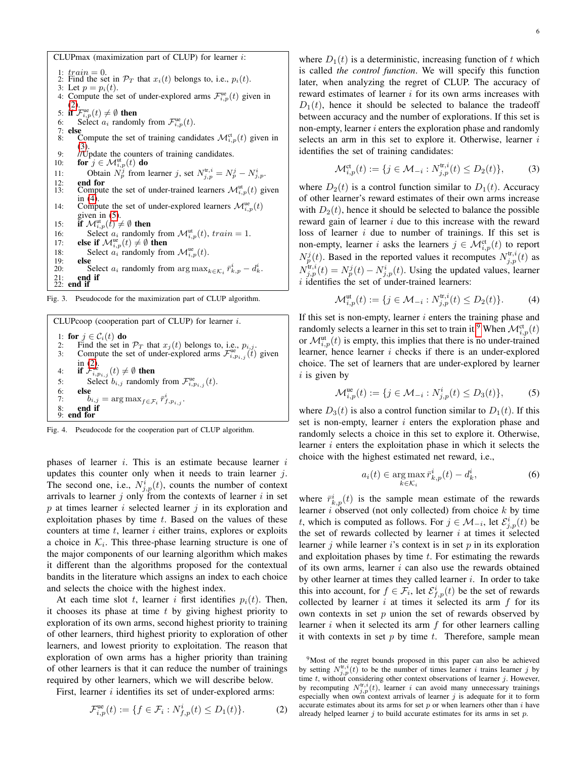```
CLUPmax (maximization part of CLUP) for learner i:

1:  train = 0.
2:  Find the set in P_T that x_i(t) belongs to, i.e., p_i(t).
3:  Let p = p_i(t).
4:  Compute the set of under-explored arms F^ue_{i,p}(t) given in (2).
5:  if F^ue_{i,p}(t) ≠ ∅ then
6:      Select a_i randomly from F^ue_{i,p}(t).
7:  else
8:      Compute the set of training candidates M^ct_{i,p}(t) given in (3).
9:      //Update the counters of training candidates.
10:     for j ∈ M^ut_{i,p}(t) do
11:         Obtain N^j_p from learner j, set N^{tr,i}_{j,p} = N^j_p − N^i_{j,p}.
12:     end for
13:     Compute the set of under-trained learners M^ut_{i,p}(t) given in (4).
14:     Compute the set of under-explored learners M^ue_{i,p}(t) given in (5).
15:     if M^ut_{i,p}(t) ≠ ∅ then
16:         Select a_i randomly from M^ut_{i,p}(t), train = 1.
17:     else if M^ue_{i,p}(t) ≠ ∅ then
18:         Select a_i randomly from M^ue_{i,p}(t).
19:     else
20:         Select a_i randomly from arg max_{k∈K_i} r̄^i_{k,p} − d^i_k.
21:     end if
22: end if
```

Fig. 3. Pseudocode for the maximization part of CLUP algorithm.

```
CLUPcoop (cooperation part of CLUP) for learner i.

1: for j ∈ C_i(t) do
2:     Find the set in P_T that x_j(t) belongs to, i.e., p_{i,j}.
3:     Compute the set of under-explored arms F^ue_{i,p_{i,j}}(t) given in (2).
4:     if F^ue_{i,p_{i,j}}(t) ≠ ∅ then
5:         Select b_{i,j} randomly from F^ue_{i,p_{i,j}}(t).
6:     else
7:         b_{i,j} = arg max_{f∈F_i} r̄^i_{f,p_{i,j}}.
8:     end if
9: end for
```

Fig. 4. Pseudocode for the cooperation part of CLUP algorithm.

phases of learner $i$. This is an estimate because learner $i$ updates this counter only when it needs to train learner $j$. The second one, i.e., $N^i_{j,p}(t)$, counts the number of context arrivals to learner $j$ only from the contexts of learner $i$ in set $p$ at times learner $i$ selected learner $j$ in its exploration and exploitation phases by time $t$. Based on the values of these counters at time $t$, learner $i$ either trains, explores or exploits a choice in $\mathcal{K}_i$. This three-phase learning structure is one of the major components of our learning algorithm which makes it different than the algorithms proposed for the contextual bandits in the literature which assigns an index to each choice and selects the choice with the highest index.

At each time slot $t$, learner $i$ first identifies $p_i(t)$. Then, it chooses its phase at time $t$ by giving highest priority to exploration of its own arms, second highest priority to training of other learners, third highest priority to exploration of other learners, and lowest priority to exploitation. The reason that exploration of own arms has a higher priority than training of other learners is that it can reduce the number of trainings required by other learners, which we will describe below.

First, learner $i$ identifies its set of under-explored arms:

$$\mathcal{F}^{\text{ue}}_{i,p}(t) := \{f \in \mathcal{F}_i : N^i_{f,p}(t) \leq D_1(t)\}. \tag{2}$$

where $D_1(t)$ is a deterministic, increasing function of $t$ which is called *the control function*. We will specify this function later, when analyzing the regret of CLUP. The accuracy of reward estimates of learner $i$ for its own arms increases with $D_1(t)$, hence it should be selected to balance the tradeoff between accuracy and the number of explorations. If this set is non-empty, learner $i$ enters the exploration phase and randomly selects an arm in this set to explore it. Otherwise, learner $i$ identifies the set of training candidates:

$$\mathcal{M}^{\text{ct}}_{i,p}(t) := \{j \in \mathcal{M}_{-i} : N^{\text{tr},i}_{j,p}(t) \leq D_2(t)\}, \tag{3}$$

where $D_2(t)$ is a control function similar to $D_1(t)$. Accuracy of other learner's reward estimates of their own arms increase with $D_2(t)$, hence it should be selected to balance the possible reward gain of learner $i$ due to this increase with the reward loss of learner $i$ due to number of trainings. If this set is non-empty, learner $i$ asks the learners $j \in \mathcal{M}^{\text{ct}}_{i,p}(t)$ to report $N^j_p(t)$. Based in the reported values it recomputes $N^{\text{tr},i}_{j,p}(t)$ as $N^{\text{tr},i}_{j,p}(t) = N^j_p(t) - N^i_{j,p}(t)$. Using the updated values, learner $i$ identifies the set of under-trained learners:

$$\mathcal{M}^{\text{ut}}_{i,p}(t) := \{j \in \mathcal{M}_{-i} : N^{\text{tr},i}_{j,p}(t) \leq D_2(t)\}. \tag{4}$$

If this set is non-empty, learner $i$ enters the training phase and randomly selects a learner in this set to train it.[9] When $\mathcal{M}^{\text{ct}}_{i,p}(t)$ or $\mathcal{M}^{\text{ut}}_{i,p}(t)$ is empty, this implies that there is no under-trained learner, hence learner $i$ checks if there is an under-explored choice. The set of learners that are under-explored by learner $i$ is given by

$$\mathcal{M}^{\text{ue}}_{i,p}(t) := \{j \in \mathcal{M}_{-i} : N^i_{j,p}(t) \leq D_3(t)\}, \tag{5}$$

where $D_3(t)$ is also a control function similar to $D_1(t)$. If this set is non-empty, learner $i$ enters the exploration phase and randomly selects a choice in this set to explore it. Otherwise, learner $i$ enters the exploitation phase in which it selects the choice with the highest estimated net reward, i.e.,

$$a_i(t) \in \operatorname*{arg\,max}_{k \in \mathcal{K}_i} \bar{r}^i_{k,p}(t) - d^i_k, \tag{6}$$

where $\bar{r}^i_{k,p}(t)$ is the sample mean estimate of the rewards learner $i$ observed (not only collected) from choice $k$ by time $t$, which is computed as follows. For $j \in \mathcal{M}_{-i}$, let $\mathcal{E}^i_{j,p}(t)$ be the set of rewards collected by learner $i$ at times it selected learner $j$ while learner $i$'s context is in set $p$ in its exploration and exploitation phases by time $t$. For estimating the rewards of its own arms, learner $i$ can also use the rewards obtained by other learner at times they called learner $i$. In order to take this into account, for $f \in \mathcal{F}_i$, let $\mathcal{E}^i_{f,p}(t)$ be the set of rewards collected by learner $i$ at times it selected its arm $f$ for its own contexts in set $p$ union the set of rewards observed by learner $i$ when it selected its arm $f$ for other learners calling it with contexts in set $p$ by time $t$. Therefore, sample mean

[9] Most of the regret bounds proposed in this paper can also be achieved by setting $N^{\text{tr},i}_{j,p}(t)$ to be the number of times learner $i$ trains learner $j$ by time $t$, without considering other context observations of learner $j$. However, by recomputing $N^{\text{tr},i}_{j,p}(t)$, learner $i$ can avoid many unnecessary trainings especially when own context arrivals of learner $j$ is adequate for it to form accurate estimates about its arms for set $p$ or when learners other than $i$ have already helped learner $j$ to build accurate estimates for its arms in set $p$.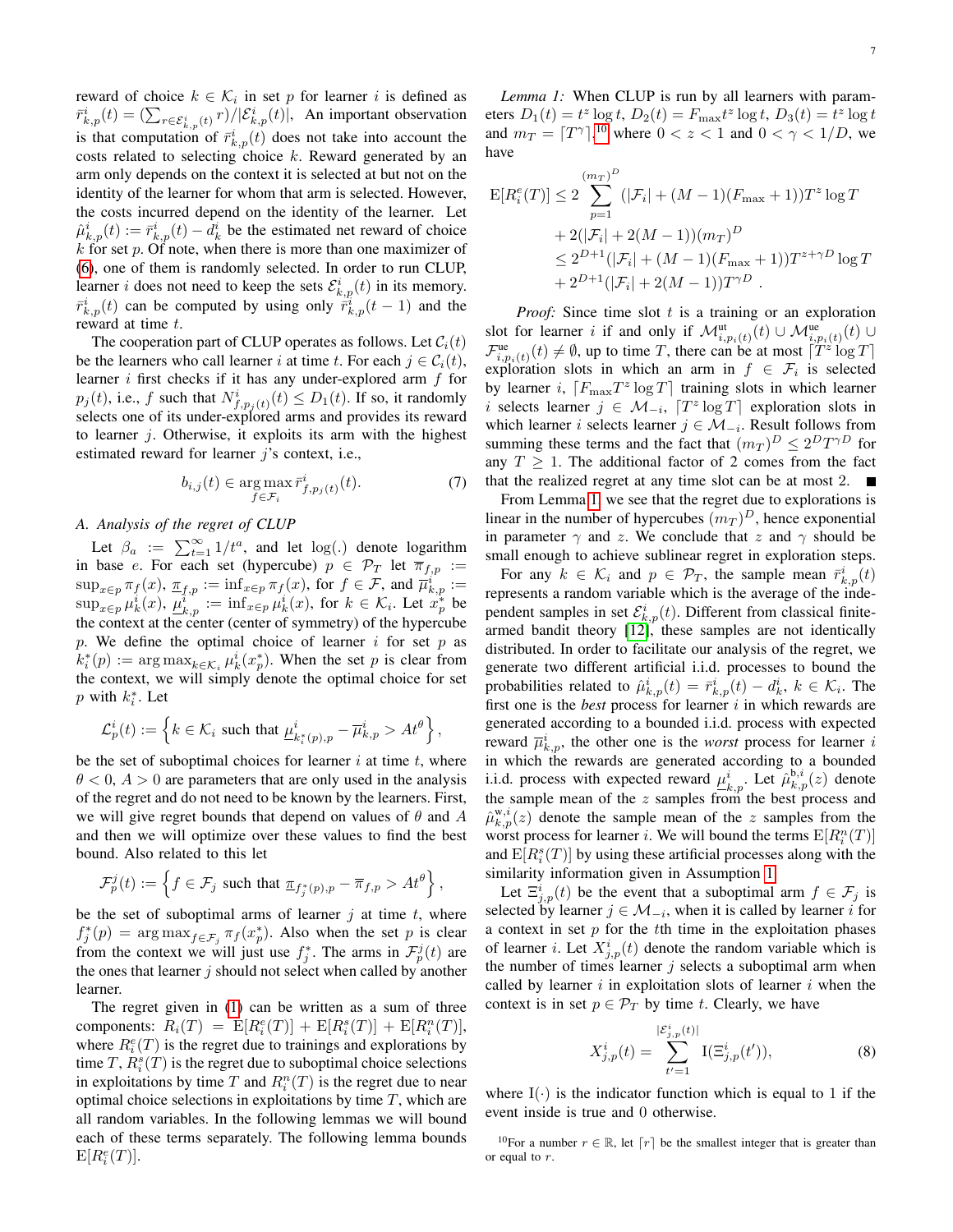reward of choice $k \in \mathcal{K}_i$ in set $p$ for learner $i$ is defined as $\bar{r}^i_{k,p}(t) = (\sum_{r \in \mathcal{E}^i_{k,p}(t)} r)/|\mathcal{E}^i_{k,p}(t)|$, An important observation is that computation of $\bar{r}^i_{k,p}(t)$ does not take into account the costs related to selecting choice $k$. Reward generated by an arm only depends on the context it is selected at but not on the identity of the learner for whom that arm is selected. However, the costs incurred depend on the identity of the learner. Let $\hat{\mu}^i_{k,p}(t) := \bar{r}^i_{k,p}(t) - d^i_k$ be the estimated net reward of choice $k$ for set $p$. Of note, when there is more than one maximizer of (6), one of them is randomly selected. In order to run CLUP, learner $i$ does not need to keep the sets $\mathcal{E}^i_{k,p}(t)$ in its memory. $\bar{r}^i_{k,p}(t)$ can be computed by using only $\bar{r}^i_{k,p}(t-1)$ and the reward at time $t$.

The cooperation part of CLUP operates as follows. Let $\mathcal{C}_i(t)$ be the learners who call learner $i$ at time $t$. For each $j \in \mathcal{C}_i(t)$, learner $i$ first checks if it has any under-explored arm $f$ for $p_j(t)$, i.e., $f$ such that $N^i_{f,p_j(t)}(t) \leq D_1(t)$. If so, it randomly selects one of its under-explored arms and provides its reward to learner $j$. Otherwise, it exploits its arm with the highest estimated reward for learner $j$'s context, i.e.,

$$b_{i,j}(t) \in \arg\max_{f \in \mathcal{F}_i} \bar{r}^i_{f,p_j(t)}(t). \tag{7}$$

### A. Analysis of the regret of CLUP

Let $\beta_a := \sum_{t=1}^{\infty} 1/t^a$, and let $\log(.)$ denote logarithm in base $e$. For each set (hypercube) $p \in \mathcal{P}_T$ let $\overline{\pi}_{f,p} := \sup_{x \in p} \pi_f(x)$, $\underline{\pi}_{f,p} := \inf_{x \in p} \pi_f(x)$, for $f \in \mathcal{F}$, and $\overline{\mu}^i_{k,p} := \sup_{x \in p} \mu^i_k(x)$, $\underline{\mu}^i_{k,p} := \inf_{x \in p} \mu^i_k(x)$, for $k \in \mathcal{K}_i$. Let $x^*_p$ be the context at the center (center of symmetry) of the hypercube $p$. We define the optimal choice of learner $i$ for set $p$ as $k^*_i(p) := \arg\max_{k \in \mathcal{K}_i} \mu^i_k(x^*_p)$. When the set $p$ is clear from the context, we will simply denote the optimal choice for set $p$ with $k^*_i$. Let

$$\mathcal{L}^i_p(t) := \left\{ k \in \mathcal{K}_i \text{ such that } \underline{\mu}^i_{k^*_i(p),p} - \overline{\mu}^i_{k,p} > At^\theta \right\},$$

be the set of suboptimal choices for learner $i$ at time $t$, where $\theta < 0$, $A > 0$ are parameters that are only used in the analysis of the regret and do not need to be known by the learners. First, we will give regret bounds that depend on values of $\theta$ and $A$ and then we will optimize over these values to find the best bound. Also related to this let

$$\mathcal{F}^j_p(t) := \left\{ f \in \mathcal{F}_j \text{ such that } \underline{\pi}_{f^*_j(p),p} - \overline{\pi}_{f,p} > At^\theta \right\},$$

be the set of suboptimal arms of learner $j$ at time $t$, where $f^*_j(p) = \arg\max_{f \in \mathcal{F}_j} \pi_f(x^*_p)$. Also when the set $p$ is clear from the context we will just use $f^*_j$. The arms in $\mathcal{F}^j_p(t)$ are the ones that learner $j$ should not select when called by another learner.

The regret given in (1) can be written as a sum of three components: $R_i(T) = \mathrm{E}[R^e_i(T)] + \mathrm{E}[R^s_i(T)] + \mathrm{E}[R^n_i(T)]$, where $R^e_i(T)$ is the regret due to trainings and explorations by time $T$, $R^s_i(T)$ is the regret due to suboptimal choice selections in exploitations by time $T$ and $R^n_i(T)$ is the regret due to near optimal choice selections in exploitations by time $T$, which are all random variables. In the following lemmas we will bound each of these terms separately. The following lemma bounds $\mathrm{E}[R^e_i(T)]$.

*Lemma 1:* When CLUP is run by all learners with parameters $D_1(t) = t^z \log t$, $D_2(t) = F_{\max} t^z \log t$, $D_3(t) = t^z \log t$ and $m_T = \lceil T^\gamma \rceil$,[10] where $0 < z < 1$ and $0 < \gamma < 1/D$, we have

$$\begin{aligned}
\mathrm{E}[R^e_i(T)] &\leq 2 \sum_{p=1}^{(m_T)^D} (|\mathcal{F}_i| + (M-1)(F_{\max}+1)) T^z \log T \\
&\quad + 2(|\mathcal{F}_i| + 2(M-1))(m_T)^D \\
&\leq 2^{D+1}(|\mathcal{F}_i| + (M-1)(F_{\max}+1)) T^{z+\gamma D} \log T \\
&\quad + 2^{D+1}(|\mathcal{F}_i| + 2(M-1)) T^{\gamma D} .
\end{aligned}$$

*Proof:* Since time slot $t$ is a training or an exploration slot for learner $i$ if and only if $\mathcal{M}^{\mathrm{ut}}_{i,p_i(t)}(t) \cup \mathcal{M}^{\mathrm{ue}}_{i,p_i(t)}(t) \cup \mathcal{F}^{\mathrm{ue}}_{i,p_i(t)}(t) \neq \emptyset$, up to time $T$, there can be at most $\lceil T^z \log T \rceil$ exploration slots in which an arm in $f \in \mathcal{F}_i$ is selected by learner $i$, $\lceil F_{\max} T^z \log T \rceil$ training slots in which learner $i$ selects learner $j \in \mathcal{M}_{-i}$, $\lceil T^z \log T \rceil$ exploration slots in which learner $i$ selects learner $j \in \mathcal{M}_{-i}$. Result follows from summing these terms and the fact that $(m_T)^D \leq 2^D T^{\gamma D}$ for any $T \geq 1$. The additional factor of 2 comes from the fact that the realized regret at any time slot can be at most 2. ∎

From Lemma 1, we see that the regret due to explorations is linear in the number of hypercubes $(m_T)^D$, hence exponential in parameter $\gamma$ and $z$. We conclude that $z$ and $\gamma$ should be small enough to achieve sublinear regret in exploration steps.

For any $k \in \mathcal{K}_i$ and $p \in \mathcal{P}_T$, the sample mean $\bar{r}^i_{k,p}(t)$ represents a random variable which is the average of the independent samples in set $\mathcal{E}^i_{k,p}(t)$. Different from classical finite-armed bandit theory [12], these samples are not identically distributed. In order to facilitate our analysis of the regret, we generate two different artificial i.i.d. processes to bound the probabilities related to $\hat{\mu}^i_{k,p}(t) = \bar{r}^i_{k,p}(t) - d^i_k$, $k \in \mathcal{K}_i$. The first one is the *best* process for learner $i$ in which rewards are generated according to a bounded i.i.d. process with expected reward $\overline{\mu}^i_{k,p}$, the other one is the *worst* process for learner $i$ in which the rewards are generated according to a bounded i.i.d. process with expected reward $\underline{\mu}^i_{k,p}$. Let $\hat{\mu}^{\mathrm{b},i}_{k,p}(z)$ denote the sample mean of the $z$ samples from the best process and $\hat{\mu}^{\mathrm{w},i}_{k,p}(z)$ denote the sample mean of the $z$ samples from the worst process for learner $i$. We will bound the terms $\mathrm{E}[R^n_i(T)]$ and $\mathrm{E}[R^s_i(T)]$ by using these artificial processes along with the similarity information given in Assumption 1.

Let $\Xi^i_{j,p}(t)$ be the event that a suboptimal arm $f \in \mathcal{F}_j$ is selected by learner $j \in \mathcal{M}_{-i}$, when it is called by learner $i$ for a context in set $p$ for the $t$th time in the exploitation phases of learner $i$. Let $X^i_{j,p}(t)$ denote the random variable which is the number of times learner $j$ selects a suboptimal arm when called by learner $i$ in exploitation slots of learner $i$ when the context is in set $p \in \mathcal{P}_T$ by time $t$. Clearly, we have

$$X^i_{j,p}(t) = \sum_{t'=1}^{|\mathcal{E}^i_{j,p}(t)|} \mathrm{I}(\Xi^i_{j,p}(t')), \tag{8}$$

where $\mathrm{I}(\cdot)$ is the indicator function which is equal to 1 if the event inside is true and 0 otherwise.

[10] For a number $r \in \mathbb{R}$, let $\lceil r \rceil$ be the smallest integer that is greater than or equal to $r$.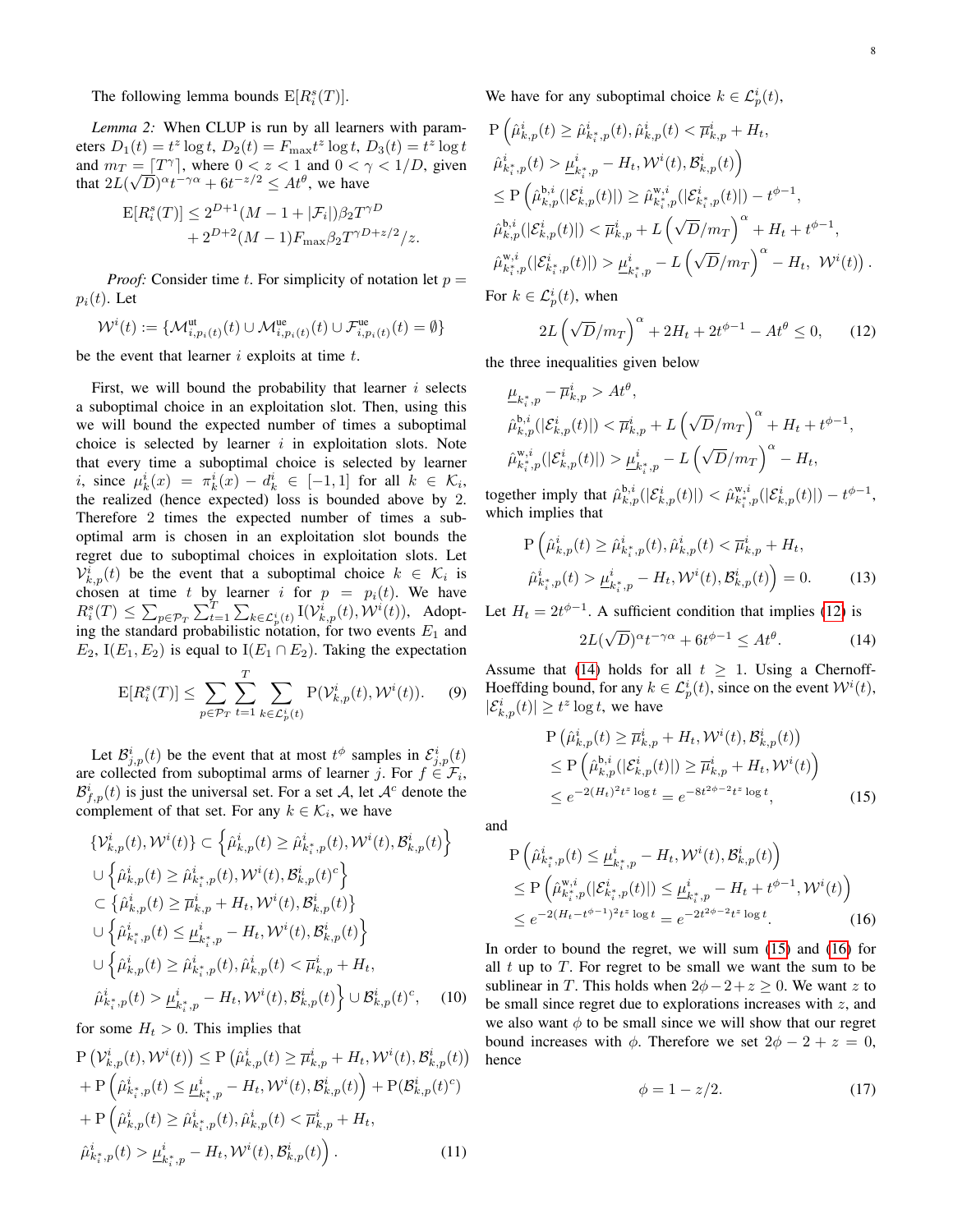The following lemma bounds $\mathrm{E}[R_i^s(T)]$.

*Lemma 2:* When CLUP is run by all learners with parameters $D_1(t) = t^z \log t$, $D_2(t) = F_{\max} t^z \log t$, $D_3(t) = t^z \log t$ and $m_T = \lceil T^\gamma \rceil$, where $0 < z < 1$ and $0 < \gamma < 1/D$, given that $2L(\sqrt{D})^\alpha t^{-\gamma\alpha} + 6t^{-z/2} \leq At^\theta$, we have

$$\mathrm{E}[R_i^s(T)] \leq 2^{D+1}(M - 1 + |\mathcal{F}_i|)\beta_2 T^{\gamma D} + 2^{D+2}(M-1)F_{\max}\beta_2 T^{\gamma D + z/2}/z.$$

*Proof:* Consider time $t$. For simplicity of notation let $p = p_i(t)$. Let

$$\mathcal{W}^i(t) := \{\mathcal{M}^{\mathrm{ut}}_{i,p_i(t)}(t) \cup \mathcal{M}^{\mathrm{ue}}_{i,p_i(t)}(t) \cup \mathcal{F}^{\mathrm{ue}}_{i,p_i(t)}(t) = \emptyset\}$$

be the event that learner $i$ exploits at time $t$.

First, we will bound the probability that learner $i$ selects a suboptimal choice in an exploitation slot. Then, using this we will bound the expected number of times a suboptimal choice is selected by learner $i$ in exploitation slots. Note that every time a suboptimal choice is selected by learner $i$, since $\mu_k^i(x) = \pi_k^i(x) - d_k^i \in [-1, 1]$ for all $k \in \mathcal{K}_i$, the realized (hence expected) loss is bounded above by 2. Therefore 2 times the expected number of times a suboptimal arm is chosen in an exploitation slot bounds the regret due to suboptimal choices in exploitation slots. Let $\mathcal{V}^i_{k,p}(t)$ be the event that a suboptimal choice $k \in \mathcal{K}_i$ is chosen at time $t$ by learner $i$ for $p = p_i(t)$. We have $R_i^s(T) \leq \sum_{p \in \mathcal{P}_T} \sum_{t=1}^T \sum_{k \in \mathcal{L}^i_p(t)} \mathrm{I}(\mathcal{V}^i_{k,p}(t), \mathcal{W}^i(t))$, Adopting the standard probabilistic notation, for two events $E_1$ and $E_2$, $\mathrm{I}(E_1, E_2)$ is equal to $\mathrm{I}(E_1 \cap E_2)$. Taking the expectation

$$\mathrm{E}[R_i^s(T)] \leq \sum_{p \in \mathcal{P}_T} \sum_{t=1}^T \sum_{k \in \mathcal{L}^i_p(t)} \mathrm{P}(\mathcal{V}^i_{k,p}(t), \mathcal{W}^i(t)). \quad (9)$$

Let $\mathcal{B}^i_{j,p}(t)$ be the event that at most $t^\phi$ samples in $\mathcal{E}^i_{j,p}(t)$ are collected from suboptimal arms of learner $j$. For $f \in \mathcal{F}_i$, $\mathcal{B}^i_{f,p}(t)$ is just the universal set. For a set $\mathcal{A}$, let $\mathcal{A}^c$ denote the complement of that set. For any $k \in \mathcal{K}_i$, we have

$$\begin{aligned}
&\{\mathcal{V}^i_{k,p}(t), \mathcal{W}^i(t)\} \subset \left\{\hat{\mu}^i_{k,p}(t) \geq \hat{\mu}^i_{k_i^*,p}(t), \mathcal{W}^i(t), \mathcal{B}^i_{k,p}(t)\right\} \\
&\cup \left\{\hat{\mu}^i_{k,p}(t) \geq \hat{\mu}^i_{k_i^*,p}(t), \mathcal{W}^i(t), \mathcal{B}^i_{k,p}(t)^c\right\} \\
&\subset \left\{\hat{\mu}^i_{k,p}(t) \geq \overline{\mu}^i_{k,p} + H_t, \mathcal{W}^i(t), \mathcal{B}^i_{k,p}(t)\right\} \\
&\cup \left\{\hat{\mu}^i_{k_i^*,p}(t) \leq \underline{\mu}^i_{k_i^*,p} - H_t, \mathcal{W}^i(t), \mathcal{B}^i_{k,p}(t)\right\} \\
&\cup \Big\{\hat{\mu}^i_{k,p}(t) \geq \hat{\mu}^i_{k_i^*,p}(t), \hat{\mu}^i_{k,p}(t) < \overline{\mu}^i_{k,p} + H_t, \\
&\hat{\mu}^i_{k_i^*,p}(t) > \underline{\mu}^i_{k_i^*,p} - H_t, \mathcal{W}^i(t), \mathcal{B}^i_{k,p}(t)\Big\} \cup \mathcal{B}^i_{k,p}(t)^c, \quad (10)
\end{aligned}$$

for some $H_t > 0$. This implies that

$$\begin{aligned}
&\mathrm{P}\left(\mathcal{V}^i_{k,p}(t), \mathcal{W}^i(t)\right) \leq \mathrm{P}\left(\hat{\mu}^i_{k,p}(t) \geq \overline{\mu}^i_{k,p} + H_t, \mathcal{W}^i(t), \mathcal{B}^i_{k,p}(t)\right) \\
&+ \mathrm{P}\left(\hat{\mu}^i_{k_i^*,p}(t) \leq \underline{\mu}^i_{k_i^*,p} - H_t, \mathcal{W}^i(t), \mathcal{B}^i_{k,p}(t)\right) + \mathrm{P}(\mathcal{B}^i_{k,p}(t)^c) \\
&+ \mathrm{P}\Big(\hat{\mu}^i_{k,p}(t) \geq \hat{\mu}^i_{k_i^*,p}(t), \hat{\mu}^i_{k,p}(t) < \overline{\mu}^i_{k,p} + H_t, \\
&\hat{\mu}^i_{k_i^*,p}(t) > \underline{\mu}^i_{k_i^*,p} - H_t, \mathcal{W}^i(t), \mathcal{B}^i_{k,p}(t)\Big). \quad (11)
\end{aligned}$$

We have for any suboptimal choice $k \in \mathcal{L}^i_p(t)$,

$$\begin{aligned}
&\mathrm{P}\Big(\hat{\mu}^i_{k,p}(t) \geq \hat{\mu}^i_{k_i^*,p}(t), \hat{\mu}^i_{k,p}(t) < \overline{\mu}^i_{k,p} + H_t, \\
&\hat{\mu}^i_{k_i^*,p}(t) > \underline{\mu}^i_{k_i^*,p} - H_t, \mathcal{W}^i(t), \mathcal{B}^i_{k,p}(t)\Big) \\
&\leq \mathrm{P}\Big(\hat{\mu}^{\mathrm{b},i}_{k,p}(|\mathcal{E}^i_{k,p}(t)|) \geq \hat{\mu}^{\mathrm{w},i}_{k_i^*,p}(|\mathcal{E}^i_{k_i^*,p}(t)|) - t^{\phi-1}, \\
&\hat{\mu}^{\mathrm{b},i}_{k,p}(|\mathcal{E}^i_{k,p}(t)|) < \overline{\mu}^i_{k,p} + L\left(\sqrt{D}/m_T\right)^\alpha + H_t + t^{\phi-1}, \\
&\hat{\mu}^{\mathrm{w},i}_{k_i^*,p}(|\mathcal{E}^i_{k_i^*,p}(t)|) > \underline{\mu}^i_{k_i^*,p} - L\left(\sqrt{D}/m_T\right)^\alpha - H_t, \ \mathcal{W}^i(t)\Big).
\end{aligned}$$

For $k \in \mathcal{L}^i_p(t)$, when

$$2L\left(\sqrt{D}/m_T\right)^\alpha + 2H_t + 2t^{\phi-1} - At^\theta \leq 0, \quad (12)$$

the three inequalities given below

$$\begin{aligned}
&\underline{\mu}_{k_i^*,p} - \overline{\mu}^i_{k,p} > At^\theta, \\
&\hat{\mu}^{\mathrm{b},i}_{k,p}(|\mathcal{E}^i_{k,p}(t)|) < \overline{\mu}^i_{k,p} + L\left(\sqrt{D}/m_T\right)^\alpha + H_t + t^{\phi-1}, \\
&\hat{\mu}^{\mathrm{w},i}_{k_i^*,p}(|\mathcal{E}^i_{k,p}(t)|) > \underline{\mu}^i_{k_i^*,p} - L\left(\sqrt{D}/m_T\right)^\alpha - H_t,
\end{aligned}$$

together imply that $\hat{\mu}^{\mathrm{b},i}_{k,p}(|\mathcal{E}^i_{k,p}(t)|) < \hat{\mu}^{\mathrm{w},i}_{k_i^*,p}(|\mathcal{E}^i_{k,p}(t)|) - t^{\phi-1}$, which implies that

$$\begin{aligned}
&\mathrm{P}\Big(\hat{\mu}^i_{k,p}(t) \geq \hat{\mu}^i_{k_i^*,p}(t), \hat{\mu}^i_{k,p}(t) < \overline{\mu}^i_{k,p} + H_t, \\
&\hat{\mu}^i_{k_i^*,p}(t) > \underline{\mu}^i_{k_i^*,p} - H_t, \mathcal{W}^i(t), \mathcal{B}^i_{k,p}(t)\Big) = 0. \quad (13)
\end{aligned}$$

Let $H_t = 2t^{\phi-1}$. A sufficient condition that implies (12) is

$$2L(\sqrt{D})^\alpha t^{-\gamma\alpha} + 6t^{\phi-1} \leq At^\theta. \quad (14)$$

Assume that (14) holds for all $t \geq 1$. Using a Chernoff-Hoeffding bound, for any $k \in \mathcal{L}^i_p(t)$, since on the event $\mathcal{W}^i(t)$, $|\mathcal{E}^i_{k,p}(t)| \geq t^z \log t$, we have

$$\begin{aligned}
&\mathrm{P}\left(\hat{\mu}^i_{k,p}(t) \geq \overline{\mu}^i_{k,p} + H_t, \mathcal{W}^i(t), \mathcal{B}^i_{k,p}(t)\right) \\
&\leq \mathrm{P}\left(\hat{\mu}^{\mathrm{b},i}_{k,p}(|\mathcal{E}^i_{k,p}(t)|) \geq \overline{\mu}^i_{k,p} + H_t, \mathcal{W}^i(t)\right) \\
&\leq e^{-2(H_t)^2 t^z \log t} = e^{-8t^{2\phi-2} t^z \log t}, \quad (15)
\end{aligned}$$

and

$$\begin{aligned}
&\mathrm{P}\left(\hat{\mu}^i_{k_i^*,p}(t) \leq \underline{\mu}^i_{k_i^*,p} - H_t, \mathcal{W}^i(t), \mathcal{B}^i_{k,p}(t)\right) \\
&\leq \mathrm{P}\left(\hat{\mu}^{\mathrm{w},i}_{k_i^*,p}(|\mathcal{E}^i_{k_i^*,p}(t)|) \leq \underline{\mu}^i_{k_i^*,p} - H_t + t^{\phi-1}, \mathcal{W}^i(t)\right) \\
&\leq e^{-2(H_t - t^{\phi-1})^2 t^z \log t} = e^{-2t^{2\phi-2} t^z \log t}. \quad (16)
\end{aligned}$$

In order to bound the regret, we will sum (15) and (16) for all $t$ up to $T$. For regret to be small we want the sum to be sublinear in $T$. This holds when $2\phi - 2 + z \geq 0$. We want $z$ to be small since regret due to explorations increases with $z$, and we also want $\phi$ to be small since we will show that our regret bound increases with $\phi$. Therefore we set $2\phi - 2 + z = 0$, hence

$$\phi = 1 - z/2. \quad (17)$$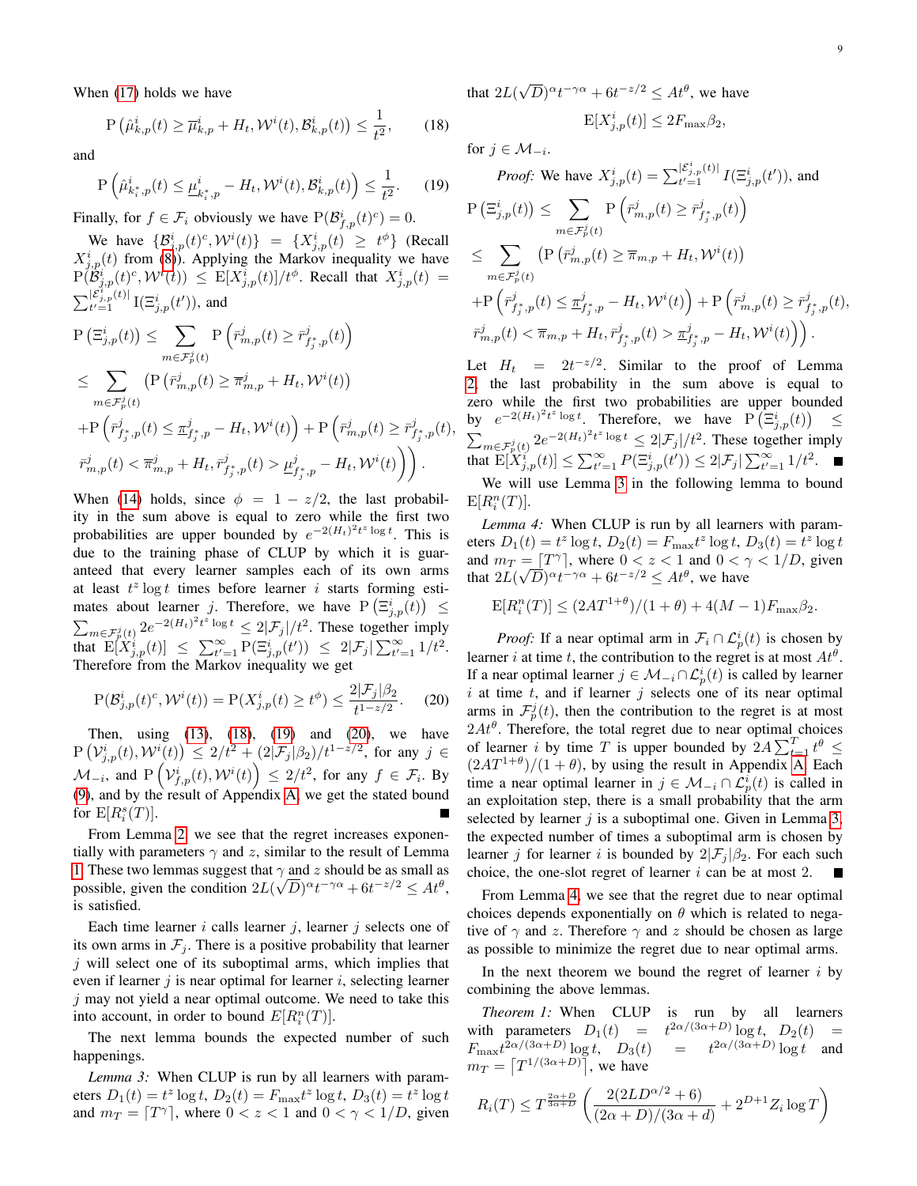When (17) holds we have

$$\mathrm{P}\left(\hat{\mu}^i_{k,p}(t) \geq \overline{\mu}^i_{k,p} + H_t, \mathcal{W}^i(t), \mathcal{B}^i_{k,p}(t)\right) \leq \frac{1}{t^2}, \quad (18)$$

and

$$\mathrm{P}\left(\hat{\mu}^i_{k^*_i,p}(t) \leq \underline{\mu}^i_{k^*_i,p} - H_t, \mathcal{W}^i(t), \mathcal{B}^i_{k,p}(t)\right) \leq \frac{1}{t^2}. \quad (19)$$

Finally, for $f \in \mathcal{F}_i$ obviously we have $\mathrm{P}(\mathcal{B}^i_{f,p}(t)^c) = 0$.

We have $\{\mathcal{B}^i_{j,p}(t)^c, \mathcal{W}^i(t)\} = \{X^i_{j,p}(t) \geq t^\phi\}$ (Recall $X^i_{j,p}(t)$ from (8)). Applying the Markov inequality we have $\mathrm{P}(\mathcal{B}^i_{j,p}(t)^c, \mathcal{W}^i(t)) \leq \mathrm{E}[X^i_{j,p}(t)]/t^\phi$. Recall that $X^i_{j,p}(t) = \sum_{t'=1}^{|\mathcal{E}^i_{j,p}(t)|} \mathrm{I}(\Xi^i_{j,p}(t'))$, and

$$\begin{aligned}
&\mathrm{P}\left(\Xi^i_{j,p}(t)\right) \leq \sum_{m \in \mathcal{F}^j_p(t)} \mathrm{P}\left(\bar{r}^j_{m,p}(t) \geq \bar{r}^j_{f^*_j,p}(t)\right) \\
&\leq \sum_{m \in \mathcal{F}^j_p(t)} \Big(\mathrm{P}\left(\bar{r}^j_{m,p}(t) \geq \overline{\pi}^j_{m,p} + H_t, \mathcal{W}^i(t)\right) \\
&+\mathrm{P}\left(\bar{r}^j_{f^*_j,p}(t) \leq \underline{\pi}^j_{f^*_j,p} - H_t, \mathcal{W}^i(t)\right) + \mathrm{P}\Big(\bar{r}^j_{m,p}(t) \geq \bar{r}^j_{f^*_j,p}(t), \\
&\bar{r}^j_{m,p}(t) < \overline{\pi}^j_{m,p} + H_t, \bar{r}^j_{f^*_j,p}(t) > \underline{\mu}^j_{f^*_j,p} - H_t, \mathcal{W}^i(t)\Big)\Big).
\end{aligned}$$

When (14) holds, since $\phi = 1 - z/2$, the last probability in the sum above is equal to zero while the first two probabilities are upper bounded by $e^{-2(H_t)^2 t^z \log t}$. This is due to the training phase of CLUP by which it is guaranteed that every learner samples each of its own arms at least $t^z \log t$ times before learner $i$ starts forming estimates about learner $j$. Therefore, we have $\mathrm{P}\left(\Xi^i_{j,p}(t)\right) \leq \sum_{m \in \mathcal{F}^j_p(t)} 2e^{-2(H_t)^2 t^z \log t} \leq 2|\mathcal{F}_j|/t^2$. These together imply that $\mathrm{E}[X^i_{j,p}(t)] \leq \sum_{t'=1}^\infty \mathrm{P}(\Xi^i_{j,p}(t')) \leq 2|\mathcal{F}_j| \sum_{t'=1}^\infty 1/t^2$. Therefore from the Markov inequality we get

$$\mathrm{P}(\mathcal{B}^i_{j,p}(t)^c, \mathcal{W}^i(t)) = \mathrm{P}(X^i_{j,p}(t) \geq t^\phi) \leq \frac{2|\mathcal{F}_j|\beta_2}{t^{1-z/2}}. \quad (20)$$

Then, using (13), (18), (19) and (20), we have $\mathrm{P}\left(\mathcal{V}^i_{j,p}(t), \mathcal{W}^i(t)\right) \leq 2/t^2 + (2|\mathcal{F}_j|\beta_2)/t^{1-z/2}$, for any $j \in \mathcal{M}_{-i}$, and $\mathrm{P}\left(\mathcal{V}^i_{f,p}(t), \mathcal{W}^i(t)\right) \leq 2/t^2$, for any $f \in \mathcal{F}_i$. By (9), and by the result of Appendix A, we get the stated bound for $\mathrm{E}[R^s_i(T)]$. ∎

From Lemma 2, we see that the regret increases exponentially with parameters $\gamma$ and $z$, similar to the result of Lemma 1. These two lemmas suggest that $\gamma$ and $z$ should be as small as possible, given the condition $2L(\sqrt{D})^\alpha t^{-\gamma\alpha} + 6t^{-z/2} \leq At^\theta$, is satisfied.

Each time learner $i$ calls learner $j$, learner $j$ selects one of its own arms in $\mathcal{F}_j$. There is a positive probability that learner $j$ will select one of its suboptimal arms, which implies that even if learner $j$ is near optimal for learner $i$, selecting learner $j$ may not yield a near optimal outcome. We need to take this into account, in order to bound $E[R^n_i(T)]$.

The next lemma bounds the expected number of such happenings.

*Lemma 3:* When CLUP is run by all learners with parameters $D_1(t) = t^z \log t$, $D_2(t) = F_{\max} t^z \log t$, $D_3(t) = t^z \log t$ and $m_T = \lceil T^\gamma \rceil$, where $0 < z < 1$ and $0 < \gamma < 1/D$, given that $2L(\sqrt{D})^\alpha t^{-\gamma\alpha} + 6t^{-z/2} \leq At^\theta$, we have

$$\mathrm{E}[X^i_{j,p}(t)] \leq 2F_{\max}\beta_2,$$

for $j \in \mathcal{M}_{-i}$.

*Proof:* We have $X^i_{j,p}(t) = \sum_{t'=1}^{|\mathcal{E}^i_{j,p}(t)|} I(\Xi^i_{j,p}(t'))$, and

$$\begin{aligned}
&\mathrm{P}\left(\Xi^i_{j,p}(t)\right) \leq \sum_{m \in \mathcal{F}^j_p(t)} \mathrm{P}\left(\bar{r}^j_{m,p}(t) \geq \bar{r}^j_{f^*_j,p}(t)\right) \\
&\leq \sum_{m \in \mathcal{F}^j_p(t)} \Big(\mathrm{P}\left(\bar{r}^j_{m,p}(t) \geq \overline{\pi}_{m,p} + H_t, \mathcal{W}^i(t)\right) \\
&+\mathrm{P}\left(\bar{r}^j_{f^*_j,p}(t) \leq \underline{\pi}^j_{f^*_j,p} - H_t, \mathcal{W}^i(t)\right) + \mathrm{P}\Big(\bar{r}^j_{m,p}(t) \geq \bar{r}^j_{f^*_j,p}(t), \\
&\bar{r}^j_{m,p}(t) < \overline{\pi}_{m,p} + H_t, \bar{r}^j_{f^*_j,p}(t) > \underline{\pi}^j_{f^*_j,p} - H_t, \mathcal{W}^i(t)\Big)\Big).
\end{aligned}$$

Let $H_t = 2t^{-z/2}$. Similar to the proof of Lemma 2, the last probability in the sum above is equal to zero while the first two probabilities are upper bounded by $e^{-2(H_t)^2 t^z \log t}$. Therefore, we have $\mathrm{P}\left(\Xi^i_{j,p}(t)\right) \leq \sum_{m \in \mathcal{F}^j_p(t)} 2e^{-2(H_t)^2 t^z \log t} \leq 2|\mathcal{F}_j|/t^2$. These together imply that $\mathrm{E}[X^i_{j,p}(t)] \leq \sum_{t'=1}^\infty P(\Xi^i_{j,p}(t')) \leq 2|\mathcal{F}_j| \sum_{t'=1}^\infty 1/t^2$. ∎

We will use Lemma 3 in the following lemma to bound $\mathrm{E}[R^n_i(T)]$.

*Lemma 4:* When CLUP is run by all learners with parameters $D_1(t) = t^z \log t$, $D_2(t) = F_{\max} t^z \log t$, $D_3(t) = t^z \log t$ and $m_T = \lceil T^\gamma \rceil$, where $0 < z < 1$ and $0 < \gamma < 1/D$, given that $2L(\sqrt{D})^\alpha t^{-\gamma\alpha} + 6t^{-z/2} \leq At^\theta$, we have

$$\mathrm{E}[R^n_i(T)] \leq (2AT^{1+\theta})/(1+\theta) + 4(M-1)F_{\max}\beta_2.$$

*Proof:* If a near optimal arm in $\mathcal{F}_i \cap \mathcal{L}^i_p(t)$ is chosen by learner $i$ at time $t$, the contribution to the regret is at most $At^\theta$. If a near optimal learner $j \in \mathcal{M}_{-i} \cap \mathcal{L}^i_p(t)$ is called by learner $i$ at time $t$, and if learner $j$ selects one of its near optimal arms in $\mathcal{F}^j_p(t)$, then the contribution to the regret is at most $2At^\theta$. Therefore, the total regret due to near optimal choices of learner $i$ by time $T$ is upper bounded by $2A\sum_{t=1}^T t^\theta \leq (2AT^{1+\theta})/(1+\theta)$, by using the result in Appendix A. Each time a near optimal learner in $j \in \mathcal{M}_{-i} \cap \mathcal{L}^i_p(t)$ is called in an exploitation step, there is a small probability that the arm selected by learner $j$ is a suboptimal one. Given in Lemma 3, the expected number of times a suboptimal arm is chosen by learner $j$ for learner $i$ is bounded by $2|\mathcal{F}_j|\beta_2$. For each such choice, the one-slot regret of learner $i$ can be at most 2. ∎

From Lemma 4, we see that the regret due to near optimal choices depends exponentially on $\theta$ which is related to negative of $\gamma$ and $z$. Therefore $\gamma$ and $z$ should be chosen as large as possible to minimize the regret due to near optimal arms.

In the next theorem we bound the regret of learner $i$ by combining the above lemmas.

*Theorem 1:* When CLUP is run by all learners with parameters $D_1(t) = t^{2\alpha/(3\alpha+D)} \log t$, $D_2(t) = F_{\max} t^{2\alpha/(3\alpha+D)} \log t$, $D_3(t) = t^{2\alpha/(3\alpha+D)} \log t$ and $m_T = \lceil T^{1/(3\alpha+D)} \rceil$, we have

$$R_i(T) \leq T^{\frac{2\alpha+D}{3\alpha+D}} \left( \frac{2(2LD^{\alpha/2}+6)}{(2\alpha+D)/(3\alpha+d)} + 2^{D+1} Z_i \log T \right)$$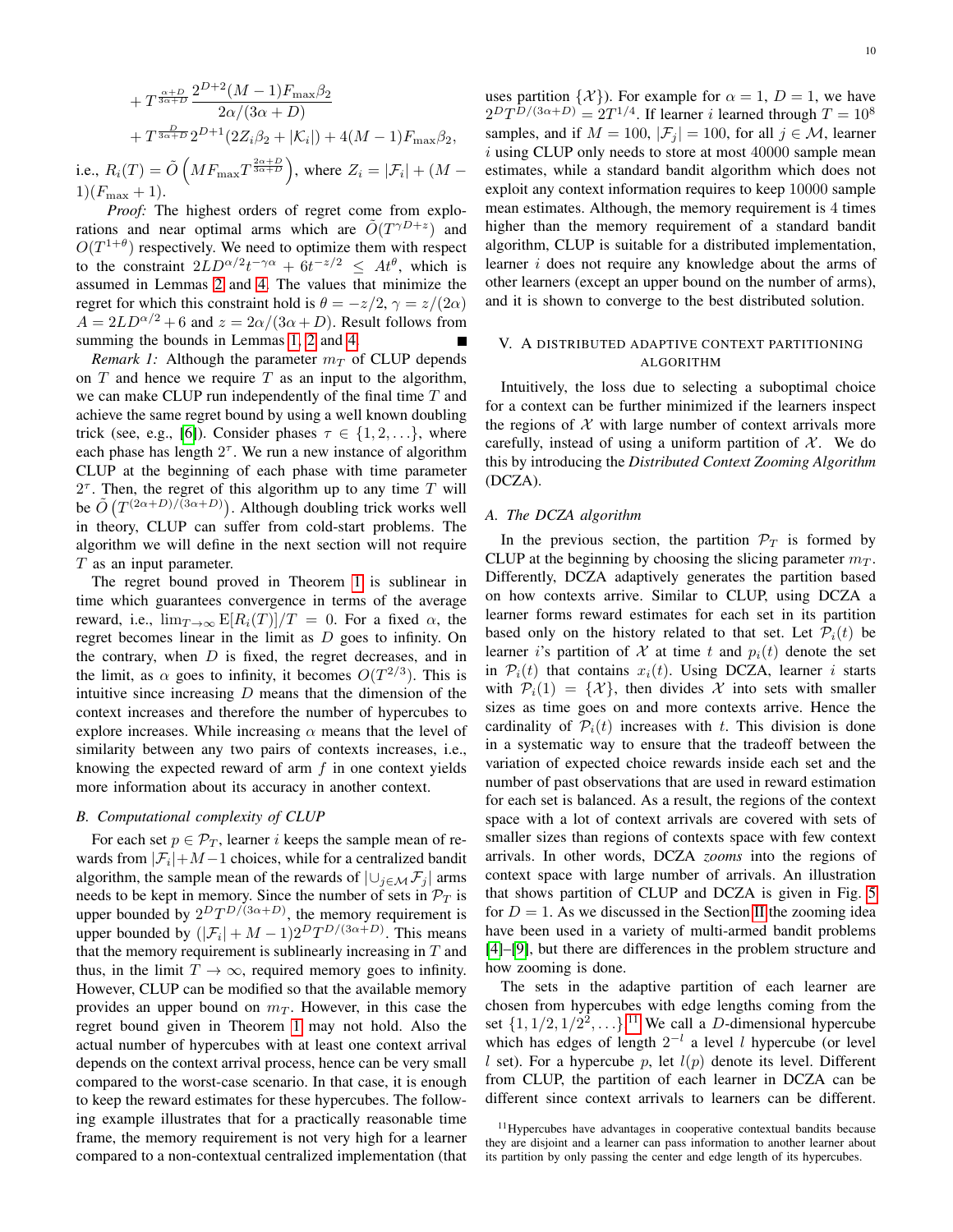$$+ T^{\frac{\alpha+D}{3\alpha+D}} \frac{2^{D+2}(M-1)F_{\max}\beta_2}{2\alpha/(3\alpha+D)}$$
$$+ T^{\frac{D}{3\alpha+D}} 2^{D+1}(2Z_i\beta_2 + |\mathcal{K}_i|) + 4(M-1)F_{\max}\beta_2,$$

i.e., $R_i(T) = \tilde{O}\left(MF_{\max}T^{\frac{2\alpha+D}{3\alpha+D}}\right)$, where $Z_i = |\mathcal{F}_i| + (M-1)(F_{\max}+1)$.

*Proof:* The highest orders of regret come from explorations and near optimal arms which are $\tilde{O}(T^{\gamma D + z})$ and $O(T^{1+\theta})$ respectively. We need to optimize them with respect to the constraint $2LD^{\alpha/2}t^{-\gamma\alpha} + 6t^{-z/2} \leq At^{\theta}$, which is assumed in Lemmas 2 and 4. The values that minimize the regret for which this constraint hold is $\theta = -z/2$, $\gamma = z/(2\alpha)$ $A = 2LD^{\alpha/2} + 6$ and $z = 2\alpha/(3\alpha + D)$. Result follows from summing the bounds in Lemmas 1, 2 and 4. ■

*Remark 1:* Although the parameter $m_T$ of CLUP depends on $T$ and hence we require $T$ as an input to the algorithm, we can make CLUP run independently of the final time $T$ and achieve the same regret bound by using a well known doubling trick (see, e.g., [6]). Consider phases $\tau \in \{1, 2, \ldots\}$, where each phase has length $2^{\tau}$. We run a new instance of algorithm CLUP at the beginning of each phase with time parameter $2^{\tau}$. Then, the regret of this algorithm up to any time $T$ will be $\tilde{O}\left(T^{(2\alpha+D)/(3\alpha+D)}\right)$. Although doubling trick works well in theory, CLUP can suffer from cold-start problems. The algorithm we will define in the next section will not require $T$ as an input parameter.

The regret bound proved in Theorem 1 is sublinear in time which guarantees convergence in terms of the average reward, i.e., $\lim_{T\to\infty} \mathrm{E}[R_i(T)]/T = 0$. For a fixed $\alpha$, the regret becomes linear in the limit as $D$ goes to infinity. On the contrary, when $D$ is fixed, the regret decreases, and in the limit, as $\alpha$ goes to infinity, it becomes $O(T^{2/3})$. This is intuitive since increasing $D$ means that the dimension of the context increases and therefore the number of hypercubes to explore increases. While increasing $\alpha$ means that the level of similarity between any two pairs of contexts increases, i.e., knowing the expected reward of arm $f$ in one context yields more information about its accuracy in another context.

### B. Computational complexity of CLUP

For each set $p \in \mathcal{P}_T$, learner $i$ keeps the sample mean of rewards from $|\mathcal{F}_i| + M - 1$ choices, while for a centralized bandit algorithm, the sample mean of the rewards of $|\cup_{j\in\mathcal{M}}\mathcal{F}_j|$ arms needs to be kept in memory. Since the number of sets in $\mathcal{P}_T$ is upper bounded by $2^D T^{D/(3\alpha+D)}$, the memory requirement is upper bounded by $(|\mathcal{F}_i| + M - 1)2^D T^{D/(3\alpha+D)}$. This means that the memory requirement is sublinearly increasing in $T$ and thus, in the limit $T \to \infty$, required memory goes to infinity. However, CLUP can be modified so that the available memory provides an upper bound on $m_T$. However, in this case the regret bound given in Theorem 1 may not hold. Also the actual number of hypercubes with at least one context arrival depends on the context arrival process, hence can be very small compared to the worst-case scenario. In that case, it is enough to keep the reward estimates for these hypercubes. The following example illustrates that for a practically reasonable time frame, the memory requirement is not very high for a learner compared to a non-contextual centralized implementation (that uses partition $\{\mathcal{X}\}$). For example for $\alpha = 1$, $D = 1$, we have $2^D T^{D/(3\alpha+D)} = 2T^{1/4}$. If learner $i$ learned through $T = 10^8$ samples, and if $M = 100$, $|\mathcal{F}_j| = 100$, for all $j \in \mathcal{M}$, learner $i$ using CLUP only needs to store at most 40000 sample mean estimates, while a standard bandit algorithm which does not exploit any context information requires to keep 10000 sample mean estimates. Although, the memory requirement is 4 times higher than the memory requirement of a standard bandit algorithm, CLUP is suitable for a distributed implementation, learner $i$ does not require any knowledge about the arms of other learners (except an upper bound on the number of arms), and it is shown to converge to the best distributed solution.

## V. A DISTRIBUTED ADAPTIVE CONTEXT PARTITIONING ALGORITHM

Intuitively, the loss due to selecting a suboptimal choice for a context can be further minimized if the learners inspect the regions of $\mathcal{X}$ with large number of context arrivals more carefully, instead of using a uniform partition of $\mathcal{X}$. We do this by introducing the *Distributed Context Zooming Algorithm* (DCZA).

### A. The DCZA algorithm

In the previous section, the partition $\mathcal{P}_T$ is formed by CLUP at the beginning by choosing the slicing parameter $m_T$. Differently, DCZA adaptively generates the partition based on how contexts arrive. Similar to CLUP, using DCZA a learner forms reward estimates for each set in its partition based only on the history related to that set. Let $\mathcal{P}_i(t)$ be learner $i$'s partition of $\mathcal{X}$ at time $t$ and $p_i(t)$ denote the set in $\mathcal{P}_i(t)$ that contains $x_i(t)$. Using DCZA, learner $i$ starts with $\mathcal{P}_i(1) = \{\mathcal{X}\}$, then divides $\mathcal{X}$ into sets with smaller sizes as time goes on and more contexts arrive. Hence the cardinality of $\mathcal{P}_i(t)$ increases with $t$. This division is done in a systematic way to ensure that the tradeoff between the variation of expected choice rewards inside each set and the number of past observations that are used in reward estimation for each set is balanced. As a result, the regions of the context space with a lot of context arrivals are covered with sets of smaller sizes than regions of contexts space with few context arrivals. In other words, DCZA *zooms* into the regions of context space with large number of arrivals. An illustration that shows partition of CLUP and DCZA is given in Fig. 5 for $D = 1$. As we discussed in the Section II the zooming idea have been used in a variety of multi-armed bandit problems [4]–[9], but there are differences in the problem structure and how zooming is done.

The sets in the adaptive partition of each learner are chosen from hypercubes with edge lengths coming from the set $\{1, 1/2, 1/2^2, \ldots\}$.[11] We call a $D$-dimensional hypercube which has edges of length $2^{-l}$ a level $l$ hypercube (or level $l$ set). For a hypercube $p$, let $l(p)$ denote its level. Different from CLUP, the partition of each learner in DCZA can be different since context arrivals to learners can be different.

[11] Hypercubes have advantages in cooperative contextual bandits because they are disjoint and a learner can pass information to another learner about its partition by only passing the center and edge length of its hypercubes.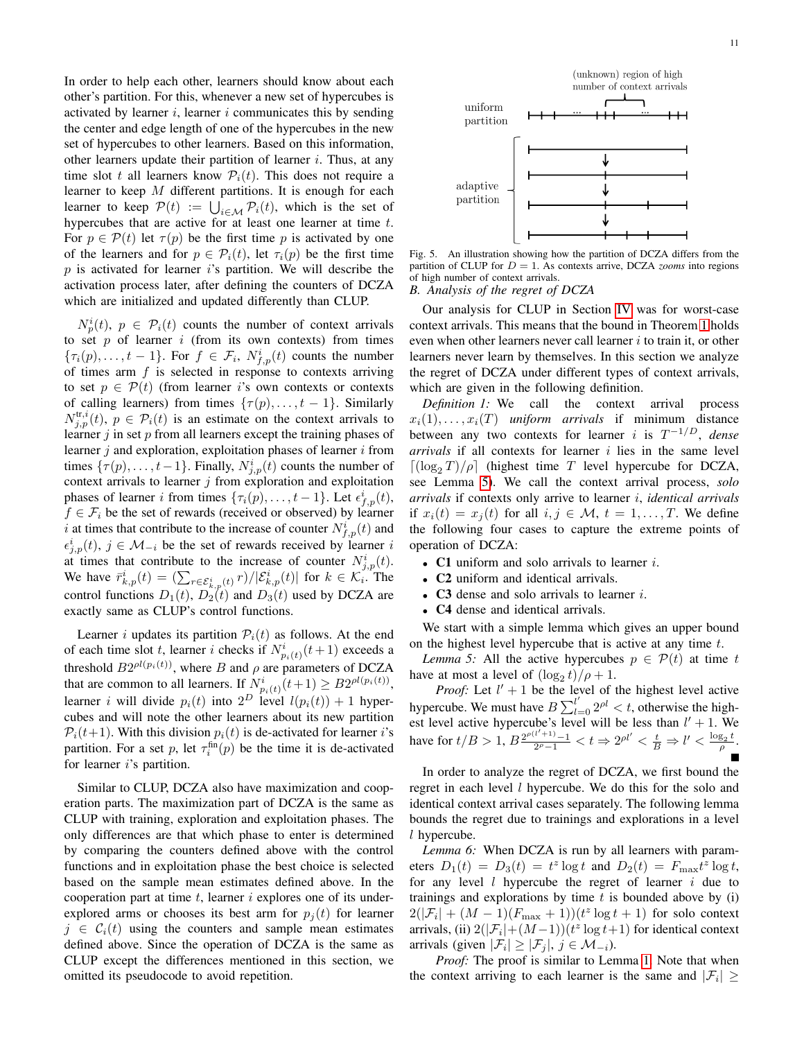In order to help each other, learners should know about each other's partition. For this, whenever a new set of hypercubes is activated by learner $i$, learner $i$ communicates this by sending the center and edge length of one of the hypercubes in the new set of hypercubes to other learners. Based on this information, other learners update their partition of learner $i$. Thus, at any time slot $t$ all learners know $\mathcal{P}_i(t)$. This does not require a learner to keep $M$ different partitions. It is enough for each learner to keep $\mathcal{P}(t) := \bigcup_{i \in \mathcal{M}} \mathcal{P}_i(t)$, which is the set of hypercubes that are active for at least one learner at time $t$. For $p \in \mathcal{P}(t)$ let $\tau(p)$ be the first time $p$ is activated by one of the learners and for $p \in \mathcal{P}_i(t)$, let $\tau_i(p)$ be the first time $p$ is activated for learner $i$'s partition. We will describe the activation process later, after defining the counters of DCZA which are initialized and updated differently than CLUP.

$N^i_p(t)$, $p \in \mathcal{P}_i(t)$ counts the number of context arrivals to set $p$ of learner $i$ (from its own contexts) from times $\{\tau_i(p), \ldots, t-1\}$. For $f \in \mathcal{F}_i$, $N^i_{f,p}(t)$ counts the number of times arm $f$ is selected in response to contexts arriving to set $p \in \mathcal{P}(t)$ (from learner $i$'s own contexts or contexts of calling learners) from times $\{\tau(p), \ldots, t-1\}$. Similarly $N^{\text{tr},i}_{j,p}(t)$, $p \in \mathcal{P}_i(t)$ is an estimate on the context arrivals to learner $j$ in set $p$ from all learners except the training phases of learner $j$ and exploration, exploitation phases of learner $i$ from times $\{\tau(p), \ldots, t-1\}$. Finally, $N^i_{j,p}(t)$ counts the number of context arrivals to learner $j$ from exploration and exploitation phases of learner $i$ from times $\{\tau_i(p), \ldots, t-1\}$. Let $\epsilon^i_{f,p}(t)$, $f \in \mathcal{F}_i$ be the set of rewards (received or observed) by learner $i$ at times that contribute to the increase of counter $N^i_{f,p}(t)$ and $\epsilon^i_{j,p}(t)$, $j \in \mathcal{M}_{-i}$ be the set of rewards received by learner $i$ at times that contribute to the increase of counter $N^i_{j,p}(t)$. We have $\bar{r}^i_{k,p}(t) = (\sum_{r \in \mathcal{E}^i_{k,p}(t)} r)/|\mathcal{E}^i_{k,p}(t)|$ for $k \in \mathcal{K}_i$. The control functions $D_1(t)$, $D_2(t)$ and $D_3(t)$ used by DCZA are exactly same as CLUP's control functions.

Learner $i$ updates its partition $\mathcal{P}_i(t)$ as follows. At the end of each time slot $t$, learner $i$ checks if $N^i_{p_i(t)}(t+1)$ exceeds a threshold $B 2^{\rho l(p_i(t))}$, where $B$ and $\rho$ are parameters of DCZA that are common to all learners. If $N^i_{p_i(t)}(t+1) \geq B 2^{\rho l(p_i(t))}$, learner $i$ will divide $p_i(t)$ into $2^D$ level $l(p_i(t)) + 1$ hypercubes and will note the other learners about its new partition $\mathcal{P}_i(t+1)$. With this division $p_i(t)$ is de-activated for learner $i$'s partition. For a set $p$, let $\tau^{\text{fin}}_i(p)$ be the time it is de-activated for learner $i$'s partition.

Similar to CLUP, DCZA also have maximization and cooperation parts. The maximization part of DCZA is the same as CLUP with training, exploration and exploitation phases. The only differences are that which phase to enter is determined by comparing the counters defined above with the control functions and in exploitation phase the best choice is selected based on the sample mean estimates defined above. In the cooperation part at time $t$, learner $i$ explores one of its under-explored arms or chooses its best arm for $p_j(t)$ for learner $j \in \mathcal{C}_i(t)$ using the counters and sample mean estimates defined above. Since the operation of DCZA is the same as CLUP except the differences mentioned in this section, we omitted its pseudocode to avoid repetition.

Fig. 5. An illustration showing how the partition of DCZA differs from the partition of CLUP for $D = 1$. As contexts arrive, DCZA *zooms* into regions of high number of context arrivals.

### B. Analysis of the regret of DCZA

Our analysis for CLUP in Section IV was for worst-case context arrivals. This means that the bound in Theorem 1 holds even when other learners never call learner $i$ to train it, or other learners never learn by themselves. In this section we analyze the regret of DCZA under different types of context arrivals, which are given in the following definition.

*Definition 1:* We call the context arrival process $x_i(1), \ldots, x_i(T)$ *uniform arrivals* if minimum distance between any two contexts for learner $i$ is $T^{-1/D}$, *dense arrivals* if all contexts for learner $i$ lies in the same level $\lceil (\log_2 T)/\rho \rceil$ (highest time $T$ level hypercube for DCZA, see Lemma 5). We call the context arrival process, *solo arrivals* if contexts only arrive to learner $i$, *identical arrivals* if $x_i(t) = x_j(t)$ for all $i, j \in \mathcal{M}$, $t = 1, \ldots, T$. We define the following four cases to capture the extreme points of operation of DCZA:

- **C1** uniform and solo arrivals to learner $i$.
- **C2** uniform and identical arrivals.
- **C3** dense and solo arrivals to learner $i$.
- **C4** dense and identical arrivals.

We start with a simple lemma which gives an upper bound on the highest level hypercube that is active at any time $t$.

*Lemma 5:* All the active hypercubes $p \in \mathcal{P}(t)$ at time $t$ have at most a level of $(\log_2 t)/\rho + 1$.

*Proof:* Let $l' + 1$ be the level of the highest level active hypercube. We must have $B \sum_{l=0}^{l'} 2^{\rho l} < t$, otherwise the highest level active hypercube's level will be less than $l' + 1$. We have for $t/B > 1$, $B \frac{2^{\rho(l'+1)} - 1}{2^\rho - 1} < t \Rightarrow 2^{\rho l'} < \frac{t}{B} \Rightarrow l' < \frac{\log_2 t}{\rho}$. ∎

In order to analyze the regret of DCZA, we first bound the regret in each level $l$ hypercube. We do this for the solo and identical context arrival cases separately. The following lemma bounds the regret due to trainings and explorations in a level $l$ hypercube.

*Lemma 6:* When DCZA is run by all learners with parameters $D_1(t) = D_3(t) = t^z \log t$ and $D_2(t) = F_{\max} t^z \log t$, for any level $l$ hypercube the regret of learner $i$ due to trainings and explorations by time $t$ is bounded above by (i) $2(|\mathcal{F}_i| + (M-1)(F_{\max} + 1))(t^z \log t + 1)$ for solo context arrivals, (ii) $2(|\mathcal{F}_i| + (M-1))(t^z \log t + 1)$ for identical context arrivals (given $|\mathcal{F}_i| \geq |\mathcal{F}_j|$, $j \in \mathcal{M}_{-i}$).

*Proof:* The proof is similar to Lemma 1. Note that when the context arriving to each learner is the same and $|\mathcal{F}_i| \geq$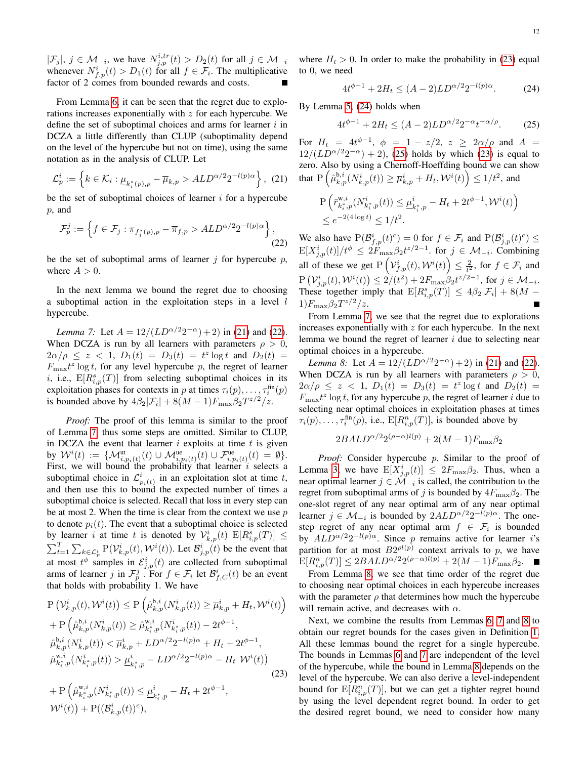$|\mathcal{F}_j|$, $j \in \mathcal{M}_{-i}$, we have $N^{i,tr}_{j,p}(t) > D_2(t)$ for all $j \in \mathcal{M}_{-i}$ whenever $N^i_{f,p}(t) > D_1(t)$ for all $f \in \mathcal{F}_i$. The multiplicative factor of 2 comes from bounded rewards and costs. ■

From Lemma 6, it can be seen that the regret due to explorations increases exponentially with $z$ for each hypercube. We define the set of suboptimal choices and arms for learner $i$ in DCZA a little differently than CLUP (suboptimality depend on the level of the hypercube but not on time), using the same notation as in the analysis of CLUP. Let

$$\mathcal{L}^i_p := \left\{ k \in \mathcal{K}_i : \underline{\mu}_{k^*_i(p),p} - \overline{\mu}_{k,p} > ALD^{\alpha/2} 2^{-l(p)\alpha} \right\}, \quad (21)$$

be the set of suboptimal choices of learner $i$ for a hypercube $p$, and

$$\mathcal{F}^j_p := \left\{ f \in \mathcal{F}_j : \underline{\pi}_{f^*_j(p),p} - \overline{\pi}_{f,p} > ALD^{\alpha/2} 2^{-l(p)\alpha} \right\}, \quad (22)$$

be the set of suboptimal arms of learner $j$ for hypercube $p$, where $A > 0$.

In the next lemma we bound the regret due to choosing a suboptimal action in the exploitation steps in a level $l$ hypercube.

*Lemma 7:* Let $A = 12/(LD^{\alpha/2}2^{-\alpha}) + 2)$ in (21) and (22). When DCZA is run by all learners with parameters $\rho > 0$, $2\alpha/\rho \leq z < 1$, $D_1(t) = D_3(t) = t^z \log t$ and $D_2(t) = F_{\max} t^z \log t$, for any level hypercube $p$, the regret of learner $i$, i.e., $\mathrm{E}[R^s_{i,p}(T)]$ from selecting suboptimal choices in its exploitation phases for contexts in $p$ at times $\tau_i(p), \ldots, \tau^{\text{fin}}_i(p)$ is bounded above by $4\beta_2|\mathcal{F}_i| + 8(M-1)F_{\max}\beta_2 T^{z/2}/z$.

*Proof:* The proof of this lemma is similar to the proof of Lemma 7, thus some steps are omitted. Similar to CLUP, in DCZA the event that learner $i$ exploits at time $t$ is given by $\mathcal{W}^i(t) := \{\mathcal{M}^{\text{ut}}_{i,p_i(t)}(t) \cup \mathcal{M}^{\text{ue}}_{i,p_i(t)}(t) \cup \mathcal{F}^{\text{ue}}_{i,p_i(t)}(t) = \emptyset\}$. First, we will bound the probability that learner $i$ selects a suboptimal choice in $\mathcal{L}^i_{p_i(t)}$ in an exploitation slot at time $t$, and then use this to bound the expected number of times a suboptimal choice is selected. Recall that loss in every step can be at most 2. When the time is clear from the context we use $p$ to denote $p_i(t)$. The event that a suboptimal choice is selected by learner $i$ at time $t$ is denoted by $\mathcal{V}^i_{k,p}(t)$ $\mathrm{E}[R^s_{i,p}(T)] \leq \sum_{t=1}^{T} \sum_{k \in \mathcal{L}^i_p} \mathrm{P}(\mathcal{V}^i_{k,p}(t), \mathcal{W}^i(t))$. Let $\mathcal{B}^i_{j,p}(t)$ be the event that at most $t^\phi$ samples in $\mathcal{E}^i_{j,p}(t)$ are collected from suboptimal arms of learner $j$ in $\mathcal{F}^j_p$. For $f \in \mathcal{F}_i$ let $\mathcal{B}^i_{f,C}(t)$ be an event that holds with probability 1. We have

$$\begin{aligned}
&\mathrm{P}\left(\mathcal{V}^i_{k,p}(t), \mathcal{W}^i(t)\right) \leq \mathrm{P}\left(\hat{\mu}^{\text{b},i}_{k,p}(N^i_{k,p}(t)) \geq \overline{\mu}^i_{k,p} + H_t, \mathcal{W}^i(t)\right) \\
&+ \mathrm{P}\Big(\hat{\mu}^{\text{b},i}_{k,p}(N^i_{k,p}(t)) \geq \hat{\mu}^{\text{w},i}_{k^*_i,p}(N^i_{k^*_i,p}(t)) - 2t^{\phi-1}, \\
&\hat{\mu}^{\text{b},i}_{k,p}(N^i_{k,p}(t)) < \overline{\mu}^i_{k,p} + LD^{\alpha/2}2^{-l(p)\alpha} + H_t + 2t^{\phi-1}, \\
&\hat{\mu}^{\text{w},i}_{k^*_i,p}(N^i_{k^*_i,p}(t)) > \underline{\mu}^i_{k^*_i,p} - LD^{\alpha/2}2^{-l(p)\alpha} - H_t \ \mathcal{W}^i(t)\Big) \quad (23) \\
&+ \mathrm{P}\Big(\hat{\mu}^{\text{w},i}_{k^*_i,p}(N^i_{k^*_i,p}(t)) \leq \underline{\mu}^i_{k^*_i,p} - H_t + 2t^{\phi-1}, \\
&\mathcal{W}^i(t)\Big) + \mathrm{P}((\mathcal{B}^i_{k,p}(t))^c),
\end{aligned}$$

where $H_t > 0$. In order to make the probability in (23) equal to 0, we need

$$4t^{\phi-1} + 2H_t \leq (A-2)LD^{\alpha/2}2^{-l(p)\alpha}. \quad (24)$$

By Lemma 5, (24) holds when

$$4t^{\phi-1} + 2H_t \leq (A-2)LD^{\alpha/2}2^{-\alpha}t^{-\alpha/\rho}. \quad (25)$$

For $H_t = 4t^{\phi-1}$, $\phi = 1 - z/2$, $z \geq 2\alpha/\rho$ and $A = 12/(LD^{\alpha/2}2^{-\alpha}) + 2)$, (25) holds by which (23) is equal to zero. Also by using a Chernoff-Hoeffding bound we can show that $\mathrm{P}\left(\hat{\mu}^{\text{b},i}_{k,p}(N^i_{k,p}(t)) \geq \overline{\mu}^i_{k,p} + H_t, \mathcal{W}^i(t)\right) \leq 1/t^2$, and

$$\begin{aligned}
&\mathrm{P}\left(\bar{r}^{\text{w},i}_{k^*_i,p}(N^i_{k^*_i,p}(t)) \leq \underline{\mu}^i_{k^*_i,p} - H_t + 2t^{\phi-1}, \mathcal{W}^i(t)\right) \\
&\leq e^{-2(4\log t)} \leq 1/t^2.
\end{aligned}$$

We also have $\mathrm{P}(\mathcal{B}^i_{f,p}(t)^c) = 0$ for $f \in \mathcal{F}_i$ and $\mathrm{P}(\mathcal{B}^i_{j,p}(t)^c) \leq \mathrm{E}[X^i_{j,p}(t)]/t^\phi \leq 2F_{\max}\beta_2 t^{z/2-1}$. for $j \in \mathcal{M}_{-i}$. Combining all of these we get $\mathrm{P}\left(\mathcal{V}^i_{f,p}(t), \mathcal{W}^i(t)\right) \leq \frac{2}{t^2}$, for $f \in \mathcal{F}_i$ and $\mathrm{P}\left(\mathcal{V}^i_{j,p}(t), \mathcal{W}^i(t)\right) \leq 2/(t^2) + 2F_{\max}\beta_2 t^{z/2-1}$, for $j \in \mathcal{M}_{-i}$. These together imply that $\mathrm{E}[R^s_{i,p}(T)] \leq 4\beta_2|\mathcal{F}_i| + 8(M-1)F_{\max}\beta_2 T^{z/2}/z$. ■

From Lemma 7, we see that the regret due to explorations increases exponentially with $z$ for each hypercube. In the next lemma we bound the regret of learner $i$ due to selecting near optimal choices in a hypercube.

*Lemma 8:* Let $A = 12/(LD^{\alpha/2}2^{-\alpha}) + 2)$ in (21) and (22). When DCZA is run by all learners with parameters $\rho > 0$, $2\alpha/\rho \leq z < 1$, $D_1(t) = D_3(t) = t^z \log t$ and $D_2(t) = F_{\max} t^z \log t$, for any hypercube $p$, the regret of learner $i$ due to selecting near optimal choices in exploitation phases at times $\tau_i(p), \ldots, \tau^{\text{fin}}_i(p)$, i.e., $\mathrm{E}[R^n_{i,p}(T)]$, is bounded above by

$$2BALD^{\alpha/2}2^{(\rho-\alpha)l(p)} + 2(M-1)F_{\max}\beta_2$$

*Proof:* Consider hypercube $p$. Similar to the proof of Lemma 3, we have $\mathrm{E}[X^i_{j,p}(t)] \leq 2F_{\max}\beta_2$. Thus, when a near optimal learner $j \in \mathcal{M}_{-i}$ is called, the contribution to the regret from suboptimal arms of $j$ is bounded by $4F_{\max}\beta_2$. The one-slot regret of any near optimal arm of any near optimal learner $j \in \mathcal{M}_{-i}$ is bounded by $2ALD^{\alpha/2}2^{-l(p)\alpha}$. The one-step regret of any near optimal arm $f \in \mathcal{F}_i$ is bounded by $ALD^{\alpha/2}2^{-l(p)\alpha}$. Since $p$ remains active for learner $i$'s partition for at most $B2^{\rho l(p)}$ context arrivals to $p$, we have $\mathrm{E}[R^n_{i,p}(T)] \leq 2BALD^{\alpha/2}2^{(\rho-\alpha)l(p)} + 2(M-1)F_{\max}\beta_2$. ■

From Lemma 8, we see that time order of the regret due to choosing near optimal choices in each hypercube increases with the parameter $\rho$ that determines how much the hypercube will remain active, and decreases with $\alpha$.

Next, we combine the results from Lemmas 6, 7 and 8 to obtain our regret bounds for the cases given in Definition 1. All these lemmas bound the regret for a single hypercube. The bounds in Lemmas 6 and 7 are independent of the level of the hypercube, while the bound in Lemma 8 depends on the level of the hypercube. We can also derive a level-independent bound for $\mathrm{E}[R^n_{i,p}(T)]$, but we can get a tighter regret bound by using the level dependent regret bound. In order to get the desired regret bound, we need to consider how many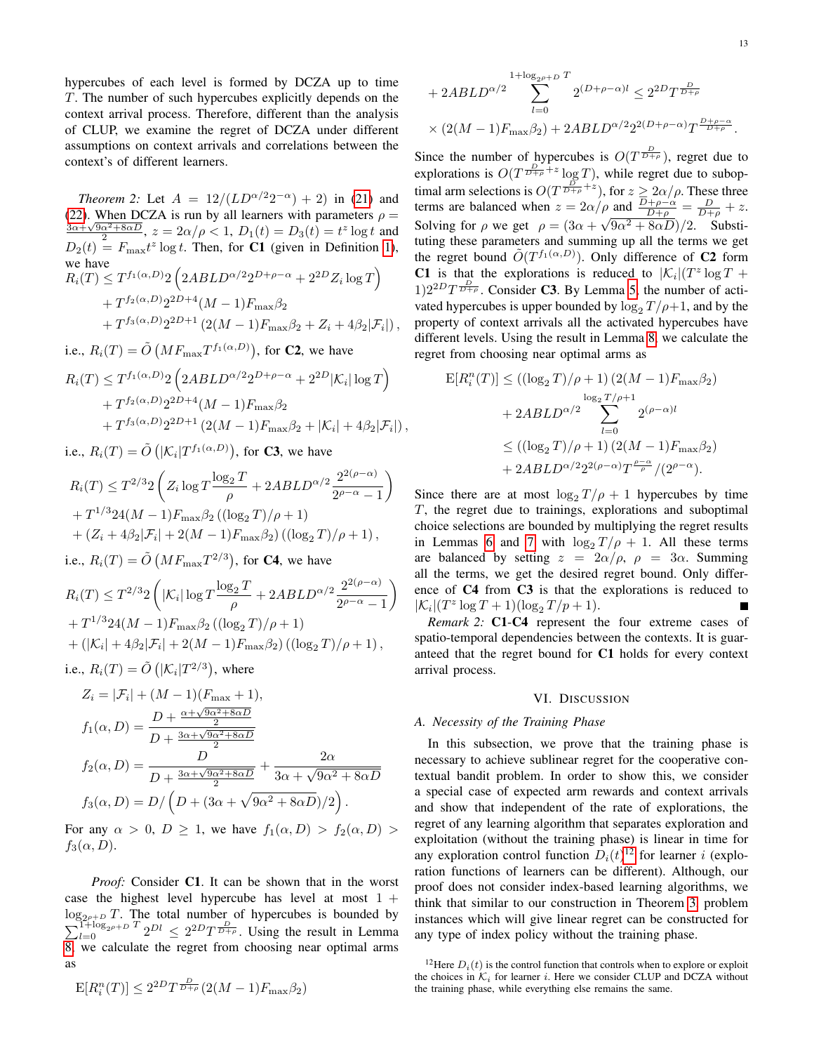hypercubes of each level is formed by DCZA up to time $T$. The number of such hypercubes explicitly depends on the context arrival process. Therefore, different than the analysis of CLUP, we examine the regret of DCZA under different assumptions on context arrivals and correlations between the context's of different learners.

*Theorem 2:* Let $A = 12/(LD^{\alpha/2}2^{-\alpha})+2)$ in (21) and (22). When DCZA is run by all learners with parameters $\rho = \frac{3\alpha+\sqrt{9\alpha^2+8\alpha D}}{2}$, $z = 2\alpha/\rho < 1$, $D_1(t) = D_3(t) = t^z \log t$ and $D_2(t) = F_{\max} t^z \log t$. Then, for **C1** (given in Definition 1), we have

$$
\begin{aligned}
R_i(T) &\le T^{f_1(\alpha,D)} 2\left(2ABLD^{\alpha/2}2^{D+\rho-\alpha} + 2^{2D} Z_i \log T\right) \\
&+ T^{f_2(\alpha,D)} 2^{2D+4}(M-1)F_{\max}\beta_2 \\
&+ T^{f_3(\alpha,D)} 2^{2D+1}\left(2(M-1)F_{\max}\beta_2 + Z_i + 4\beta_2|\mathcal{F}_i|\right),
\end{aligned}
$$

i.e., $R_i(T) = \tilde{O}\left(MF_{\max}T^{f_1(\alpha,D)}\right)$, for **C2**, we have

$$
\begin{aligned}
R_i(T) &\le T^{f_1(\alpha,D)} 2\left(2ABLD^{\alpha/2}2^{D+\rho-\alpha} + 2^{2D} |\mathcal{K}_i| \log T\right) \\
&+ T^{f_2(\alpha,D)} 2^{2D+4}(M-1)F_{\max}\beta_2 \\
&+ T^{f_3(\alpha,D)} 2^{2D+1}\left(2(M-1)F_{\max}\beta_2 + |\mathcal{K}_i| + 4\beta_2|\mathcal{F}_i|\right),
\end{aligned}
$$

i.e., $R_i(T) = \tilde{O}\left(|\mathcal{K}_i| T^{f_1(\alpha,D)}\right)$, for **C3**, we have

$$
\begin{aligned}
R_i(T) &\le T^{2/3} 2\left(Z_i \log T \frac{\log_2 T}{\rho} + 2ABLD^{\alpha/2}\frac{2^{2(\rho-\alpha)}}{2^{\rho-\alpha}-1}\right) \\
&+ T^{1/3} 24(M-1)F_{\max}\beta_2\left((\log_2 T)/\rho + 1\right) \\
&+ \left(Z_i + 4\beta_2|\mathcal{F}_i| + 2(M-1)F_{\max}\beta_2\right)\left((\log_2 T)/\rho + 1\right),
\end{aligned}
$$

i.e., $R_i(T) = \tilde{O}\left(MF_{\max}T^{2/3}\right)$, for **C4**, we have

$$
\begin{aligned}
R_i(T) &\le T^{2/3} 2\left(|\mathcal{K}_i| \log T \frac{\log_2 T}{\rho} + 2ABLD^{\alpha/2}\frac{2^{2(\rho-\alpha)}}{2^{\rho-\alpha}-1}\right) \\
&+ T^{1/3} 24(M-1)F_{\max}\beta_2\left((\log_2 T)/\rho + 1\right) \\
&+ \left(|\mathcal{K}_i| + 4\beta_2|\mathcal{F}_i| + 2(M-1)F_{\max}\beta_2\right)\left((\log_2 T)/\rho + 1\right),
\end{aligned}
$$

i.e., $R_i(T) = \tilde{O}\left(|\mathcal{K}_i| T^{2/3}\right)$, where

$$
\begin{aligned}
Z_i &= |\mathcal{F}_i| + (M-1)(F_{\max}+1), \\
f_1(\alpha,D) &= \frac{D + \frac{\alpha+\sqrt{9\alpha^2+8\alpha D}}{2}}{D + \frac{3\alpha+\sqrt{9\alpha^2+8\alpha D}}{2}} \\
f_2(\alpha,D) &= \frac{D}{D + \frac{3\alpha+\sqrt{9\alpha^2+8\alpha D}}{2}} + \frac{2\alpha}{3\alpha+\sqrt{9\alpha^2+8\alpha D}} \\
f_3(\alpha,D) &= D\Big/\left(D + (3\alpha+\sqrt{9\alpha^2+8\alpha D})/2\right).
\end{aligned}
$$

For any $\alpha > 0$, $D \ge 1$, we have $f_1(\alpha,D) > f_2(\alpha,D) > f_3(\alpha,D)$.

*Proof:* Consider **C1**. It can be shown that in the worst case the highest level hypercube has level at most $1 + \log_{2^{\rho+D}} T$. The total number of hypercubes is bounded by $\sum_{l=0}^{1+\log_{2^{\rho+D}} T} 2^{Dl} \le 2^{2D} T^{\frac{D}{D+\rho}}$. Using the result in Lemma 8, we calculate the regret from choosing near optimal arms as

$$
\begin{aligned}
\mathrm{E}[R_i^n(T)] &\le 2^{2D} T^{\frac{D}{D+\rho}}\left(2(M-1)F_{\max}\beta_2\right) \\
&+ 2ABLD^{\alpha/2}\sum_{l=0}^{1+\log_{2^{\rho+D}} T} 2^{(D+\rho-\alpha)l} \le 2^{2D} T^{\frac{D}{D+\rho}} \\
&\times \left(2(M-1)F_{\max}\beta_2\right) + 2ABLD^{\alpha/2} 2^{2(D+\rho-\alpha)} T^{\frac{D+\rho-\alpha}{D+\rho}}.
\end{aligned}
$$

Since the number of hypercubes is $O(T^{\frac{D}{D+\rho}})$, regret due to explorations is $O(T^{\frac{D}{D+\rho}+z}\log T)$, while regret due to suboptimal arm selections is $O(T^{\frac{D}{D+\rho}+z})$, for $z \ge 2\alpha/\rho$. These three terms are balanced when $z = 2\alpha/\rho$ and $\frac{D+\rho-\alpha}{D+\rho} = \frac{D}{D+\rho} + z$. Solving for $\rho$ we get $\rho = (3\alpha + \sqrt{9\alpha^2+8\alpha D})/2$. Substituting these parameters and summing up all the terms we get the regret bound $\tilde{O}(T^{f_1(\alpha,D)})$. Only difference of **C2** form **C1** is that the explorations is reduced to $|\mathcal{K}_i|(T^z \log T + 1)2^{2D}T^{\frac{D}{D+\rho}}$. Consider **C3**. By Lemma 5, the number of activated hypercubes is upper bounded by $\log_2 T/\rho + 1$, and by the property of context arrivals all the activated hypercubes have different levels. Using the result in Lemma 8, we calculate the regret from choosing near optimal arms as

$$
\begin{aligned}
\mathrm{E}[R_i^n(T)] &\le \left((\log_2 T)/\rho + 1\right)\left(2(M-1)F_{\max}\beta_2\right) \\
&+ 2ABLD^{\alpha/2}\sum_{l=0}^{\log_2 T/\rho+1} 2^{(\rho-\alpha)l} \\
&\le \left((\log_2 T)/\rho + 1\right)\left(2(M-1)F_{\max}\beta_2\right) \\
&+ 2ABLD^{\alpha/2} 2^{2(\rho-\alpha)} T^{\frac{\rho-\alpha}{\rho}}/(2^{\rho-\alpha}).
\end{aligned}
$$

Since there are at most $\log_2 T/\rho + 1$ hypercubes by time $T$, the regret due to trainings, explorations and suboptimal choice selections are bounded by multiplying the regret results in Lemmas 6 and 7 with $\log_2 T/\rho + 1$. All these terms are balanced by setting $z = 2\alpha/\rho$, $\rho = 3\alpha$. Summing all the terms, we get the desired regret bound. Only difference of **C4** from **C3** is that the explorations is reduced to $|\mathcal{K}_i|(T^z \log T + 1)(\log_2 T/p + 1)$. ■

*Remark 2:* **C1-C4** represent the four extreme cases of spatio-temporal dependencies between the contexts. It is guaranteed that the regret bound for **C1** holds for every context arrival process.

# VI. Discussion

## A. Necessity of the Training Phase

In this subsection, we prove that the training phase is necessary to achieve sublinear regret for the cooperative contextual bandit problem. In order to show this, we consider a special case of expected arm rewards and context arrivals and show that independent of the rate of explorations, the regret of any learning algorithm that separates exploration and exploitation (without the training phase) is linear in time for any exploration control function $D_i(t)$[12] for learner $i$ (exploration functions of learners can be different). Although, our proof does not consider index-based learning algorithms, we think that similar to our construction in Theorem 3, problem instances which will give linear regret can be constructed for any type of index policy without the training phase.

[12]Here $D_i(t)$ is the control function that controls when to explore or exploit the choices in $\mathcal{K}_i$ for learner $i$. Here we consider CLUP and DCZA without the training phase, while everything else remains the same.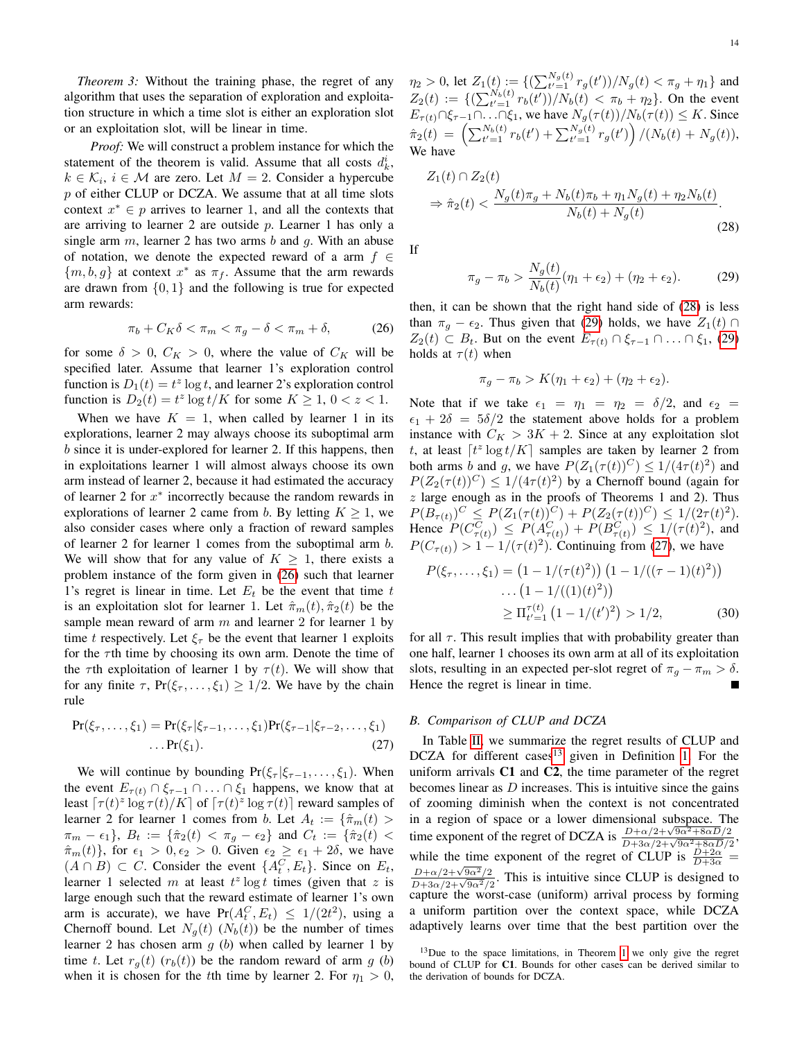*Theorem 3:* Without the training phase, the regret of any algorithm that uses the separation of exploration and exploitation structure in which a time slot is either an exploration slot or an exploitation slot, will be linear in time.

*Proof:* We will construct a problem instance for which the statement of the theorem is valid. Assume that all costs $d_k^i$, $k \in \mathcal{K}_i$, $i \in \mathcal{M}$ are zero. Let $M = 2$. Consider a hypercube $p$ of either CLUP or DCZA. We assume that at all time slots context $x^* \in p$ arrives to learner 1, and all the contexts that are arriving to learner 2 are outside $p$. Learner 1 has only a single arm $m$, learner 2 has two arms $b$ and $g$. With an abuse of notation, we denote the expected reward of a arm $f \in \{m, b, g\}$ at context $x^*$ as $\pi_f$. Assume that the arm rewards are drawn from $\{0, 1\}$ and the following is true for expected arm rewards:

$$\pi_b + C_K \delta < \pi_m < \pi_g - \delta < \pi_m + \delta, \tag{26}$$

for some $\delta > 0$, $C_K > 0$, where the value of $C_K$ will be specified later. Assume that learner 1's exploration control function is $D_1(t) = t^z \log t$, and learner 2's exploration control function is $D_2(t) = t^z \log t / K$ for some $K \geq 1$, $0 < z < 1$.

When we have $K = 1$, when called by learner 1 in its explorations, learner 2 may always choose its suboptimal arm $b$ since it is under-explored for learner 2. If this happens, then in exploitations learner 1 will almost always choose its own arm instead of learner 2, because it had estimated the accuracy of learner 2 for $x^*$ incorrectly because the random rewards in explorations of learner 2 came from $b$. By letting $K \geq 1$, we also consider cases where only a fraction of reward samples of learner 2 for learner 1 comes from the suboptimal arm $b$. We will show that for any value of $K \geq 1$, there exists a problem instance of the form given in (26) such that learner 1's regret is linear in time. Let $E_t$ be the event that time $t$ is an exploitation slot for learner 1. Let $\hat{\pi}_m(t), \hat{\pi}_2(t)$ be the sample mean reward of arm $m$ and learner 2 for learner 1 by time $t$ respectively. Let $\xi_\tau$ be the event that learner 1 exploits for the $\tau$th time by choosing its own arm. Denote the time of the $\tau$th exploitation of learner 1 by $\tau(t)$. We will show that for any finite $\tau$, $\Pr(\xi_\tau, \ldots, \xi_1) \geq 1/2$. We have by the chain rule

$$\begin{aligned}\Pr(\xi_\tau, \ldots, \xi_1) &= \Pr(\xi_\tau | \xi_{\tau-1}, \ldots, \xi_1) \Pr(\xi_{\tau-1} | \xi_{\tau-2}, \ldots, \xi_1) \\ &\quad \ldots \Pr(\xi_1).\end{aligned} \tag{27}$$

We will continue by bounding $\Pr(\xi_\tau | \xi_{\tau-1}, \ldots, \xi_1)$. When the event $E_{\tau(t)} \cap \xi_{\tau-1} \cap \ldots \cap \xi_1$ happens, we know that at least $\lceil \tau(t)^z \log \tau(t)/K \rceil$ of $\lceil \tau(t)^z \log \tau(t) \rceil$ reward samples of learner 2 for learner 1 comes from $b$. Let $A_t := \{\hat{\pi}_m(t) > \pi_m - \epsilon_1\}$, $B_t := \{\hat{\pi}_2(t) < \pi_g - \epsilon_2\}$ and $C_t := \{\hat{\pi}_2(t) < \hat{\pi}_m(t)\}$, for $\epsilon_1 > 0, \epsilon_2 > 0$. Given $\epsilon_2 \geq \epsilon_1 + 2\delta$, we have $(A \cap B) \subset C$. Consider the event $\{A_t^C, E_t\}$. Since on $E_t$, learner 1 selected $m$ at least $t^z \log t$ times (given that $z$ is large enough such that the reward estimate of learner 1's own arm is accurate), we have $\Pr(A_t^C, E_t) \leq 1/(2t^2)$, using a Chernoff bound. Let $N_g(t)$ ($N_b(t)$) be the number of times learner 2 has chosen arm $g$ ($b$) when called by learner 1 by time $t$. Let $r_g(t)$ ($r_b(t)$) be the random reward of arm $g$ ($b$) when it is chosen for the $t$th time by learner 2. For $\eta_1 > 0$, $\eta_2 > 0$, let $Z_1(t) := \{(\sum_{t'=1}^{N_g(t)} r_g(t'))/N_g(t) < \pi_g + \eta_1\}$ and $Z_2(t) := \{(\sum_{t'=1}^{N_b(t)} r_b(t'))/N_b(t) < \pi_b + \eta_2\}$. On the event $E_{\tau(t)} \cap \xi_{\tau-1} \cap \ldots \cap \xi_1$, we have $N_g(\tau(t))/N_b(\tau(t)) \leq K$. Since $\hat{\pi}_2(t) = \left(\sum_{t'=1}^{N_b(t)} r_b(t') + \sum_{t'=1}^{N_g(t)} r_g(t')\right) / (N_b(t) + N_g(t))$, We have

$$\begin{aligned}&Z_1(t) \cap Z_2(t) \\ &\Rightarrow \hat{\pi}_2(t) < \frac{N_g(t)\pi_g + N_b(t)\pi_b + \eta_1 N_g(t) + \eta_2 N_b(t)}{N_b(t) + N_g(t)}.\end{aligned} \tag{28}$$

If

$$\pi_g - \pi_b > \frac{N_g(t)}{N_b(t)}(\eta_1 + \epsilon_2) + (\eta_2 + \epsilon_2). \tag{29}$$

then, it can be shown that the right hand side of (28) is less than $\pi_g - \epsilon_2$. Thus given that (29) holds, we have $Z_1(t) \cap Z_2(t) \subset B_t$. But on the event $E_{\tau(t)} \cap \xi_{\tau-1} \cap \ldots \cap \xi_1$, (29) holds at $\tau(t)$ when

$$\pi_g - \pi_b > K(\eta_1 + \epsilon_2) + (\eta_2 + \epsilon_2).$$

Note that if we take $\epsilon_1 = \eta_1 = \eta_2 = \delta/2$, and $\epsilon_2 = \epsilon_1 + 2\delta = 5\delta/2$ the statement above holds for a problem instance with $C_K > 3K + 2$. Since at any exploitation slot $t$, at least $\lceil t^z \log t/K \rceil$ samples are taken by learner 2 from both arms $b$ and $g$, we have $P(Z_1(\tau(t))^C) \leq 1/(4\tau(t)^2)$ and $P(Z_2(\tau(t))^C) \leq 1/(4\tau(t)^2)$ by a Chernoff bound (again for $z$ large enough as in the proofs of Theorems 1 and 2). Thus $P(B_{\tau(t)})^C \leq P(Z_1(\tau(t))^C) + P(Z_2(\tau(t))^C) \leq 1/(2\tau(t)^2)$. Hence $P(C_{\tau(t)}^C) \leq P(A_{\tau(t)}^C) + P(B_{\tau(t)}^C) \leq 1/(\tau(t)^2)$, and $P(C_{\tau(t)}) > 1 - 1/(\tau(t)^2)$. Continuing from (27), we have

$$\begin{aligned}P(\xi_\tau, \ldots, \xi_1) &= \left(1 - 1/(\tau(t)^2)\right)\left(1 - 1/((\tau-1)(t)^2)\right) \\ &\quad \ldots \left(1 - 1/((1)(t)^2)\right) \\ &\geq \Pi_{t'=1}^{\tau(t)} \left(1 - 1/(t')^2\right) > 1/2,\end{aligned} \tag{30}$$

for all $\tau$. This result implies that with probability greater than one half, learner 1 chooses its own arm at all of its exploitation slots, resulting in an expected per-slot regret of $\pi_g - \pi_m > \delta$. Hence the regret is linear in time. ∎

### B. Comparison of CLUP and DCZA

In Table II, we summarize the regret results of CLUP and DCZA for different cases[13] given in Definition 1. For the uniform arrivals **C1** and **C2**, the time parameter of the regret becomes linear as $D$ increases. This is intuitive since the gains of zooming diminish when the context is not concentrated in a region of space or a lower dimensional subspace. The time exponent of the regret of DCZA is $\frac{D+\alpha/2+\sqrt{9\alpha^2+8\alpha D}/2}{D+3\alpha/2+\sqrt{9\alpha^2+8\alpha D}/2}$, while the time exponent of the regret of CLUP is $\frac{D+2\alpha}{D+3\alpha} = \frac{D+\alpha/2+\sqrt{9\alpha^2}/2}{D+3\alpha/2+\sqrt{9\alpha^2}/2}$. This is intuitive since CLUP is designed to capture the worst-case (uniform) arrival process by forming a uniform partition over the context space, while DCZA adaptively learns over time that the best partition over the

[13] Due to the space limitations, in Theorem 1 we only give the regret bound of CLUP for **C1**. Bounds for other cases can be derived similar to the derivation of bounds for DCZA.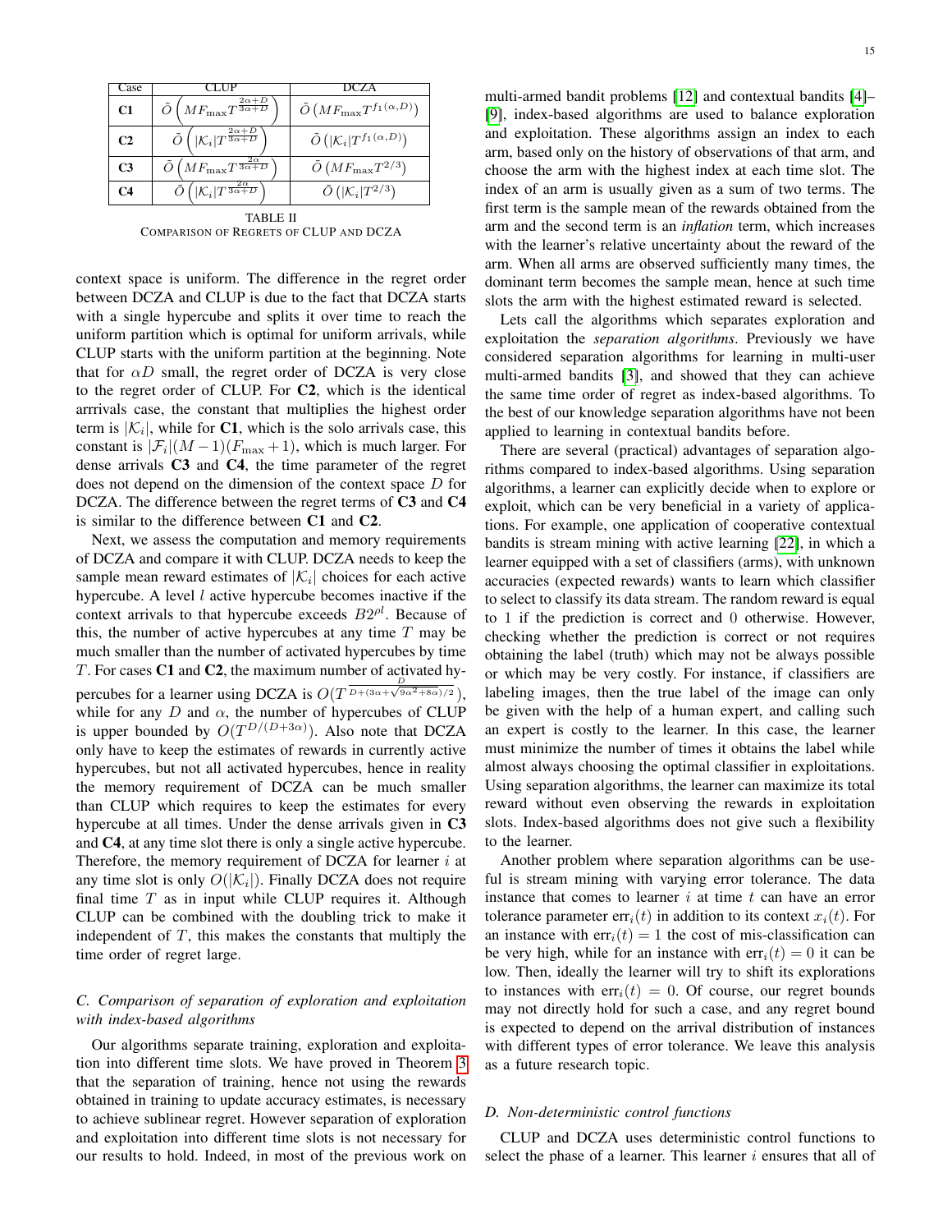| Case | CLUP | DCZA |
|---|---|---|
| **C1** | $\tilde{O}\left(MF_{\max}T^{\frac{2\alpha+D}{3\alpha+D}}\right)$ | $\tilde{O}\left(MF_{\max}T^{f_1(\alpha,D)}\right)$ |
| **C2** | $\tilde{O}\left(\lvert\mathcal{K}_i\rvert T^{\frac{2\alpha+D}{3\alpha+D}}\right)$ | $\tilde{O}\left(\lvert\mathcal{K}_i\rvert T^{f_1(\alpha,D)}\right)$ |
| **C3** | $\tilde{O}\left(MF_{\max}T^{\frac{2\alpha}{3\alpha+D}}\right)$ | $\tilde{O}\left(MF_{\max}T^{2/3}\right)$ |
| **C4** | $\tilde{O}\left(\lvert\mathcal{K}_i\rvert T^{\frac{2\alpha}{3\alpha+D}}\right)$ | $\tilde{O}\left(\lvert\mathcal{K}_i\rvert T^{2/3}\right)$ |

TABLE II
COMPARISON OF REGRETS OF CLUP AND DCZA

context space is uniform. The difference in the regret order between DCZA and CLUP is due to the fact that DCZA starts with a single hypercube and splits it over time to reach the uniform partition which is optimal for uniform arrivals, while CLUP starts with the uniform partition at the beginning. Note that for $\alpha D$ small, the regret order of DCZA is very close to the regret order of CLUP. For **C2**, which is the identical arrrivals case, the constant that multiplies the highest order term is $|\mathcal{K}_i|$, while for **C1**, which is the solo arrivals case, this constant is $|\mathcal{F}_i|(M-1)(F_{\max}+1)$, which is much larger. For dense arrivals **C3** and **C4**, the time parameter of the regret does not depend on the dimension of the context space $D$ for DCZA. The difference between the regret terms of **C3** and **C4** is similar to the difference between **C1** and **C2**.

Next, we assess the computation and memory requirements of DCZA and compare it with CLUP. DCZA needs to keep the sample mean reward estimates of $|\mathcal{K}_i|$ choices for each active hypercube. A level $l$ active hypercube becomes inactive if the context arrivals to that hypercube exceeds $B2^{\rho l}$. Because of this, the number of active hypercubes at any time $T$ may be much smaller than the number of activated hypercubes by time $T$. For cases **C1** and **C2**, the maximum number of activated hypercubes for a learner using DCZA is $O(T^{\frac{D}{D+(3\alpha+\sqrt{9\alpha^2+8\alpha})/2}})$, while for any $D$ and $\alpha$, the number of hypercubes of CLUP is upper bounded by $O(T^{D/(D+3\alpha)})$. Also note that DCZA only have to keep the estimates of rewards in currently active hypercubes, but not all activated hypercubes, hence in reality the memory requirement of DCZA can be much smaller than CLUP which requires to keep the estimates for every hypercube at all times. Under the dense arrivals given in **C3** and **C4**, at any time slot there is only a single active hypercube. Therefore, the memory requirement of DCZA for learner $i$ at any time slot is only $O(|\mathcal{K}_i|)$. Finally DCZA does not require final time $T$ as in input while CLUP requires it. Although CLUP can be combined with the doubling trick to make it independent of $T$, this makes the constants that multiply the time order of regret large.

### C. Comparison of separation of exploration and exploitation with index-based algorithms

Our algorithms separate training, exploration and exploitation into different time slots. We have proved in Theorem 3 that the separation of training, hence not using the rewards obtained in training to update accuracy estimates, is necessary to achieve sublinear regret. However separation of exploration and exploitation into different time slots is not necessary for our results to hold. Indeed, in most of the previous work on multi-armed bandit problems [12] and contextual bandits [4]–[9], index-based algorithms are used to balance exploration and exploitation. These algorithms assign an index to each arm, based only on the history of observations of that arm, and choose the arm with the highest index at each time slot. The index of an arm is usually given as a sum of two terms. The first term is the sample mean of the rewards obtained from the arm and the second term is an *inflation* term, which increases with the learner's relative uncertainty about the reward of the arm. When all arms are observed sufficiently many times, the dominant term becomes the sample mean, hence at such time slots the arm with the highest estimated reward is selected.

Lets call the algorithms which separates exploration and exploitation the *separation algorithms*. Previously we have considered separation algorithms for learning in multi-user multi-armed bandits [3], and showed that they can achieve the same time order of regret as index-based algorithms. To the best of our knowledge separation algorithms have not been applied to learning in contextual bandits before.

There are several (practical) advantages of separation algorithms compared to index-based algorithms. Using separation algorithms, a learner can explicitly decide when to explore or exploit, which can be very beneficial in a variety of applications. For example, one application of cooperative contextual bandits is stream mining with active learning [22], in which a learner equipped with a set of classifiers (arms), with unknown accuracies (expected rewards) wants to learn which classifier to select to classify its data stream. The random reward is equal to 1 if the prediction is correct and 0 otherwise. However, checking whether the prediction is correct or not requires obtaining the label (truth) which may not be always possible or which may be very costly. For instance, if classifiers are labeling images, then the true label of the image can only be given with the help of a human expert, and calling such an expert is costly to the learner. In this case, the learner must minimize the number of times it obtains the label while almost always choosing the optimal classifier in exploitations. Using separation algorithms, the learner can maximize its total reward without even observing the rewards in exploitation slots. Index-based algorithms does not give such a flexibility to the learner.

Another problem where separation algorithms can be useful is stream mining with varying error tolerance. The data instance that comes to learner $i$ at time $t$ can have an error tolerance parameter $\text{err}_i(t)$ in addition to its context $x_i(t)$. For an instance with $\text{err}_i(t) = 1$ the cost of mis-classification can be very high, while for an instance with $\text{err}_i(t) = 0$ it can be low. Then, ideally the learner will try to shift its explorations to instances with $\text{err}_i(t) = 0$. Of course, our regret bounds may not directly hold for such a case, and any regret bound is expected to depend on the arrival distribution of instances with different types of error tolerance. We leave this analysis as a future research topic.

### D. Non-deterministic control functions

CLUP and DCZA uses deterministic control functions to select the phase of a learner. This learner $i$ ensures that all of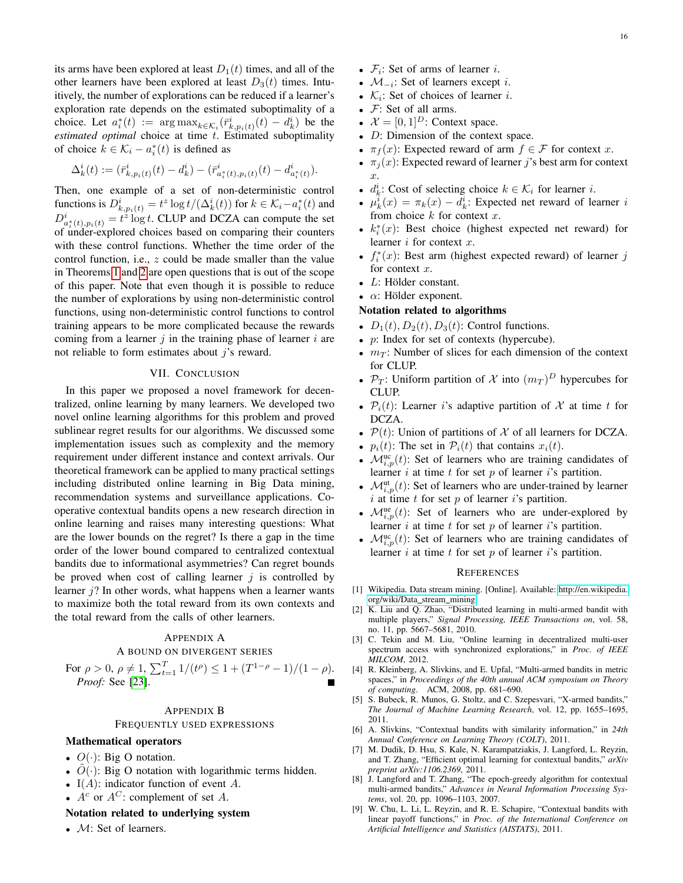its arms have been explored at least $D_1(t)$ times, and all of the other learners have been explored at least $D_3(t)$ times. Intuitively, the number of explorations can be reduced if a learner's exploration rate depends on the estimated suboptimality of a choice. Let $a_i^*(t) := \arg\max_{k \in \mathcal{K}_i} (\bar{r}^i_{k,p_i(t)}(t) - d^i_k)$ be the *estimated optimal* choice at time $t$. Estimated suboptimality of choice $k \in \mathcal{K}_i - a_i^*(t)$ is defined as

$$\Delta^i_k(t) := (\bar{r}^i_{k,p_i(t)}(t) - d^i_k) - (\bar{r}^i_{a_i^*(t),p_i(t)}(t) - d^i_{a_i^*(t)}).$$

Then, one example of a set of non-deterministic control functions is $D^i_{k,p_i(t)} = t^z \log t/(\Delta^i_k(t))$ for $k \in \mathcal{K}_i - a_i^*(t)$ and $D^i_{a_i^*(t),p_i(t)} = t^z \log t$. CLUP and DCZA can compute the set of under-explored choices based on comparing their counters with these control functions. Whether the time order of the control function, i.e., $z$ could be made smaller than the value in Theorems 1 and 2 are open questions that is out of the scope of this paper. Note that even though it is possible to reduce the number of explorations by using non-deterministic control functions, using non-deterministic control functions to control training appears to be more complicated because the rewards coming from a learner $j$ in the training phase of learner $i$ are not reliable to form estimates about $j$'s reward.

## VII. Conclusion

In this paper we proposed a novel framework for decentralized, online learning by many learners. We developed two novel online learning algorithms for this problem and proved sublinear regret results for our algorithms. We discussed some implementation issues such as complexity and the memory requirement under different instance and context arrivals. Our theoretical framework can be applied to many practical settings including distributed online learning in Big Data mining, recommendation systems and surveillance applications. Cooperative contextual bandits opens a new research direction in online learning and raises many interesting questions: What are the lower bounds on the regret? Is there a gap in the time order of the lower bound compared to centralized contextual bandits due to informational asymmetries? Can regret bounds be proved when cost of calling learner $j$ is controlled by learner $j$? In other words, what happens when a learner wants to maximize both the total reward from its own contexts and the total reward from the calls of other learners.

## Appendix A
### A bound on divergent series

For $\rho > 0$, $\rho \neq 1$, $\sum_{t=1}^T 1/(t^\rho) \leq 1 + (T^{1-\rho} - 1)/(1-\rho)$.

*Proof:* See [23]. ∎

## Appendix B
### Frequently used expressions

**Mathematical operators**

- $O(\cdot)$: Big O notation.
- $\tilde{O}(\cdot)$: Big O notation with logarithmic terms hidden.
- $\mathrm{I}(A)$: indicator function of event $A$.
- $A^c$ or $A^C$: complement of set $A$.

**Notation related to underlying system**

- $\mathcal{M}$: Set of learners.
- $\mathcal{F}_i$: Set of arms of learner $i$.
- $\mathcal{M}_{-i}$: Set of learners except $i$.
- $\mathcal{K}_i$: Set of choices of learner $i$.
- $\mathcal{F}$: Set of all arms.
- $\mathcal{X} = [0,1]^D$: Context space.
- $D$: Dimension of the context space.
- $\pi_f(x)$: Expected reward of arm $f \in \mathcal{F}$ for context $x$.
- $\pi_j(x)$: Expected reward of learner $j$'s best arm for context $x$.
- $d^i_k$: Cost of selecting choice $k \in \mathcal{K}_i$ for learner $i$.
- $\mu^i_k(x) = \pi_k(x) - d^i_k$: Expected net reward of learner $i$ from choice $k$ for context $x$.
- $k^*_i(x)$: Best choice (highest expected net reward) for learner $i$ for context $x$.
- $f^*_i(x)$: Best arm (highest expected reward) of learner $j$ for context $x$.
- $L$: Hölder constant.
- $\alpha$: Hölder exponent.

**Notation related to algorithms**

- $D_1(t), D_2(t), D_3(t)$: Control functions.
- $p$: Index for set of contexts (hypercube).
- $m_T$: Number of slices for each dimension of the context for CLUP.
- $\mathcal{P}_T$: Uniform partition of $\mathcal{X}$ into $(m_T)^D$ hypercubes for CLUP.
- $\mathcal{P}_i(t)$: Learner $i$'s adaptive partition of $\mathcal{X}$ at time $t$ for DCZA.
- $\mathcal{P}(t)$: Union of partitions of $\mathcal{X}$ of all learners for DCZA.
- $p_i(t)$: The set in $\mathcal{P}_i(t)$ that contains $x_i(t)$.
- $\mathcal{M}^{\mathrm{uc}}_{i,p}(t)$: Set of learners who are training candidates of learner $i$ at time $t$ for set $p$ of learner $i$'s partition.
- $\mathcal{M}^{\mathrm{ut}}_{i,p}(t)$: Set of learners who are under-trained by learner $i$ at time $t$ for set $p$ of learner $i$'s partition.
- $\mathcal{M}^{\mathrm{ue}}_{i,p}(t)$: Set of learners who are under-explored by learner $i$ at time $t$ for set $p$ of learner $i$'s partition.
- $\mathcal{M}^{\mathrm{uc}}_{i,p}(t)$: Set of learners who are training candidates of learner $i$ at time $t$ for set $p$ of learner $i$'s partition.

## References

[1] Wikipedia. Data stream mining. [Online]. Available: http://en.wikipedia.org/wiki/Data_stream_mining

[2] K. Liu and Q. Zhao, "Distributed learning in multi-armed bandit with multiple players," *Signal Processing, IEEE Transactions on*, vol. 58, no. 11, pp. 5667–5681, 2010.

[3] C. Tekin and M. Liu, "Online learning in decentralized multi-user spectrum access with synchronized explorations," in *Proc. of IEEE MILCOM*, 2012.

[4] R. Kleinberg, A. Slivkins, and E. Upfal, "Multi-armed bandits in metric spaces," in *Proceedings of the 40th annual ACM symposium on Theory of computing*. ACM, 2008, pp. 681–690.

[5] S. Bubeck, R. Munos, G. Stoltz, and C. Szepesvari, "X-armed bandits," *The Journal of Machine Learning Research*, vol. 12, pp. 1655–1695, 2011.

[6] A. Slivkins, "Contextual bandits with similarity information," in *24th Annual Conference on Learning Theory (COLT)*, 2011.

[7] M. Dudik, D. Hsu, S. Kale, N. Karampatziakis, J. Langford, L. Reyzin, and T. Zhang, "Efficient optimal learning for contextual bandits," *arXiv preprint arXiv:1106.2369*, 2011.

[8] J. Langford and T. Zhang, "The epoch-greedy algorithm for contextual multi-armed bandits," *Advances in Neural Information Processing Systems*, vol. 20, pp. 1096–1103, 2007.

[9] W. Chu, L. Li, L. Reyzin, and R. E. Schapire, "Contextual bandits with linear payoff functions," in *Proc. of the International Conference on Artificial Intelligence and Statistics (AISTATS)*, 2011.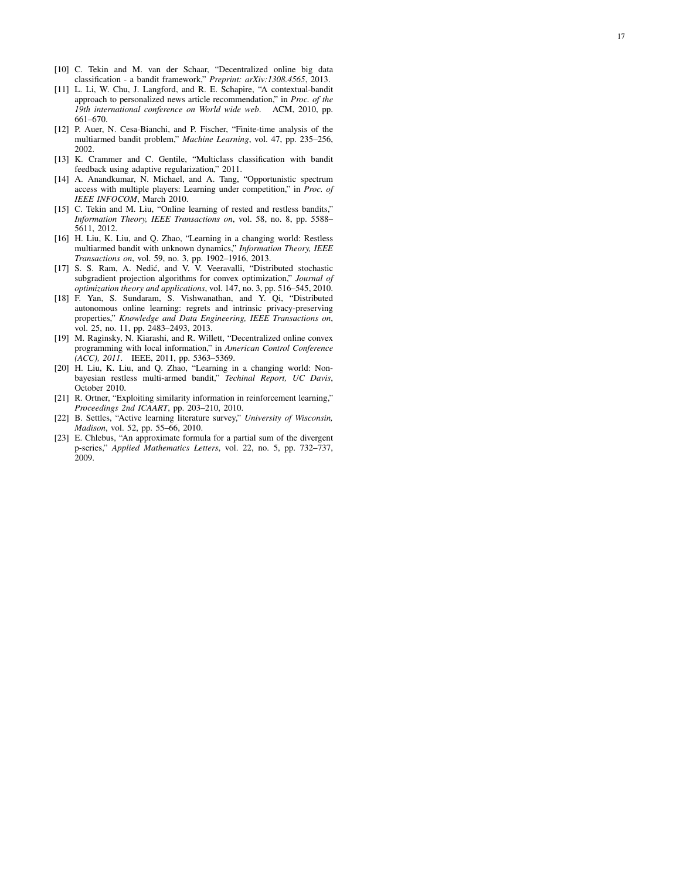[10] C. Tekin and M. van der Schaar, "Decentralized online big data classification - a bandit framework," *Preprint: arXiv:1308.4565*, 2013.

[11] L. Li, W. Chu, J. Langford, and R. E. Schapire, "A contextual-bandit approach to personalized news article recommendation," in *Proc. of the 19th international conference on World wide web*. ACM, 2010, pp. 661–670.

[12] P. Auer, N. Cesa-Bianchi, and P. Fischer, "Finite-time analysis of the multiarmed bandit problem," *Machine Learning*, vol. 47, pp. 235–256, 2002.

[13] K. Crammer and C. Gentile, "Multiclass classification with bandit feedback using adaptive regularization," 2011.

[14] A. Anandkumar, N. Michael, and A. Tang, "Opportunistic spectrum access with multiple players: Learning under competition," in *Proc. of IEEE INFOCOM*, March 2010.

[15] C. Tekin and M. Liu, "Online learning of rested and restless bandits," *Information Theory, IEEE Transactions on*, vol. 58, no. 8, pp. 5588–5611, 2012.

[16] H. Liu, K. Liu, and Q. Zhao, "Learning in a changing world: Restless multiarmed bandit with unknown dynamics," *Information Theory, IEEE Transactions on*, vol. 59, no. 3, pp. 1902–1916, 2013.

[17] S. S. Ram, A. Nedić, and V. V. Veeravalli, "Distributed stochastic subgradient projection algorithms for convex optimization," *Journal of optimization theory and applications*, vol. 147, no. 3, pp. 516–545, 2010.

[18] F. Yan, S. Sundaram, S. Vishwanathan, and Y. Qi, "Distributed autonomous online learning: regrets and intrinsic privacy-preserving properties," *Knowledge and Data Engineering, IEEE Transactions on*, vol. 25, no. 11, pp. 2483–2493, 2013.

[19] M. Raginsky, N. Kiarashi, and R. Willett, "Decentralized online convex programming with local information," in *American Control Conference (ACC), 2011*. IEEE, 2011, pp. 5363–5369.

[20] H. Liu, K. Liu, and Q. Zhao, "Learning in a changing world: Non-bayesian restless multi-armed bandit," *Techinal Report, UC Davis*, October 2010.

[21] R. Ortner, "Exploiting similarity information in reinforcement learning," *Proceedings 2nd ICAART*, pp. 203–210, 2010.

[22] B. Settles, "Active learning literature survey," *University of Wisconsin, Madison*, vol. 52, pp. 55–66, 2010.

[23] E. Chlebus, "An approximate formula for a partial sum of the divergent p-series," *Applied Mathematics Letters*, vol. 22, no. 5, pp. 732–737, 2009.